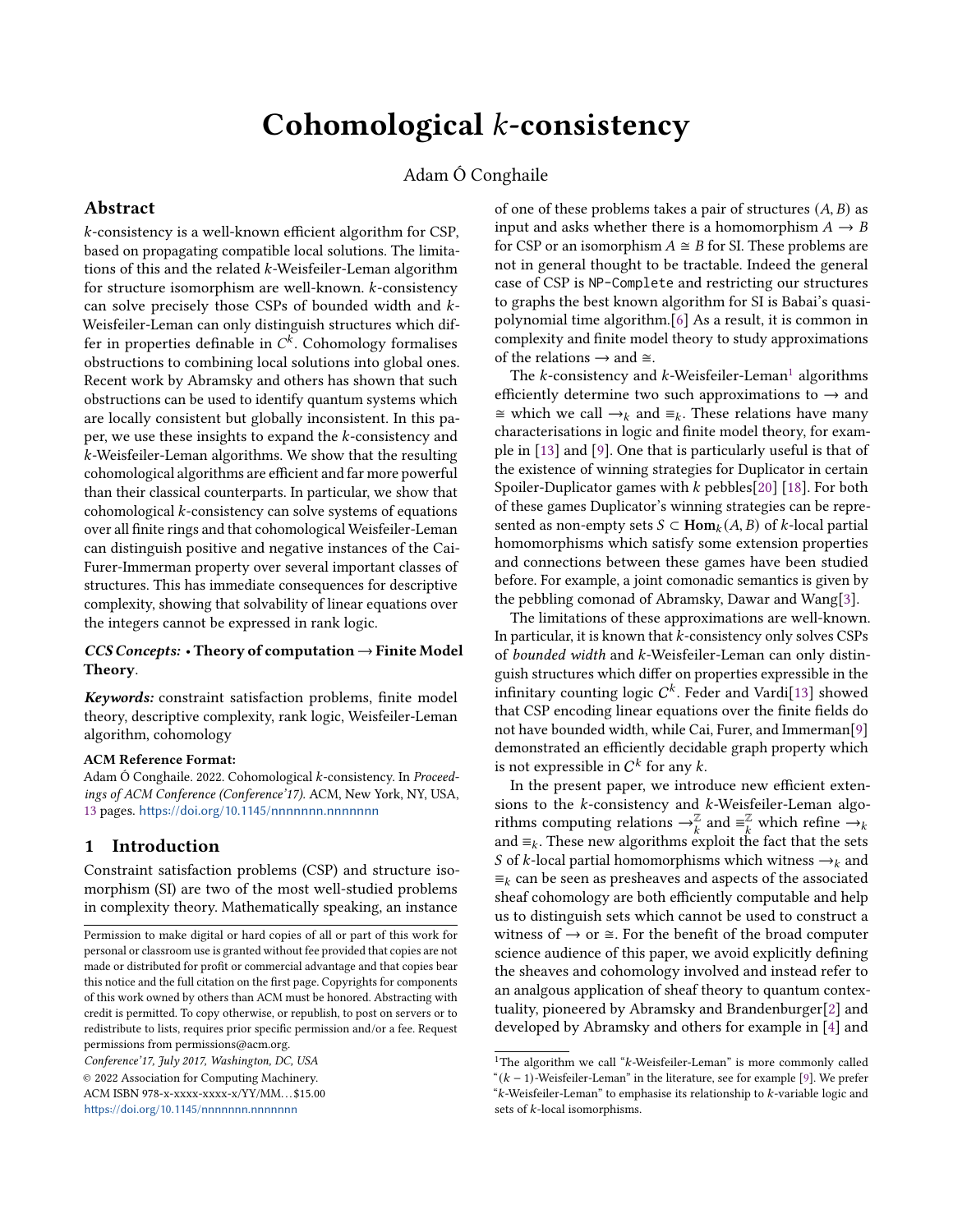# Cohomological $k$-consistency

Adam Ó Conghaile

## Abstract

$k$-consistency is a well-known efficient algorithm for CSP, based on propagating compatible local solutions. The limitations of this and the related $k$-Weisfeiler-Leman algorithm for structure isomorphism are well-known. $k$-consistency can solve precisely those CSPs of bounded width and $k$-Weisfeiler-Leman can only distinguish structures which differ in properties definable in $C^k$. Cohomology formalises obstructions to combining local solutions into global ones. Recent work by Abramsky and others has shown that such obstructions can be used to identify quantum systems which are locally consistent but globally inconsistent. In this paper, we use these insights to expand the $k$-consistency and $k$-Weisfeiler-Leman algorithms. We show that the resulting cohomological algorithms are efficient and far more powerful than their classical counterparts. In particular, we show that cohomological $k$-consistency can solve systems of equations over all finite rings and that cohomological Weisfeiler-Leman can distinguish positive and negative instances of the Cai-Furer-Immerman property over several important classes of structures. This has immediate consequences for descriptive complexity, showing that solvability of linear equations over the integers cannot be expressed in rank logic.

***CCS Concepts:*** • **Theory of computation** → **Finite Model Theory**.

***Keywords:*** constraint satisfaction problems, finite model theory, descriptive complexity, rank logic, Weisfeiler-Leman algorithm, cohomology

**ACM Reference Format:**
Adam Ó Conghaile. 2022. Cohomological $k$-consistency. In *Proceedings of ACM Conference (Conference'17).* ACM, New York, NY, USA, 13 pages. https://doi.org/10.1145/nnnnnnn.nnnnnnn

## 1 Introduction

Constraint satisfaction problems (CSP) and structure isomorphism (SI) are two of the most well-studied problems in complexity theory. Mathematically speaking, an instance of one of these problems takes a pair of structures $(A, B)$ as input and asks whether there is a homomorphism $A \to B$ for CSP or an isomorphism $A \cong B$ for SI. These problems are not in general thought to be tractable. Indeed the general case of CSP is NP-Complete and restricting our structures to graphs the best known algorithm for SI is Babai's quasi-polynomial time algorithm.[6] As a result, it is common in complexity and finite model theory to study approximations of the relations $\to$ and $\cong$.

The $k$-consistency and $k$-Weisfeiler-Leman[1] algorithms efficiently determine two such approximations to $\to$ and $\cong$ which we call $\to_k$ and $\equiv_k$. These relations have many characterisations in logic and finite model theory, for example in [13] and [9]. One that is particularly useful is that of the existence of winning strategies for Duplicator in certain Spoiler-Duplicator games with $k$ pebbles[20] [18]. For both of these games Duplicator's winning strategies can be represented as non-empty sets $S \subset \mathbf{Hom}_k(A, B)$ of $k$-local partial homomorphisms which satisfy some extension properties and connections between these games have been studied before. For example, a joint comonadic semantics is given by the pebbling comonad of Abramsky, Dawar and Wang[3].

The limitations of these approximations are well-known. In particular, it is known that $k$-consistency only solves CSPs of *bounded width* and $k$-Weisfeiler-Leman can only distinguish structures which differ on properties expressible in the infinitary counting logic $C^k$. Feder and Vardi[13] showed that CSP encoding linear equations over the finite fields do not have bounded width, while Cai, Furer, and Immerman[9] demonstrated an efficiently decidable graph property which is not expressible in $C^k$ for any $k$.

In the present paper, we introduce new efficient extensions to the $k$-consistency and $k$-Weisfeiler-Leman algorithms computing relations $\to_k^{\mathbb{Z}}$ and $\equiv_k^{\mathbb{Z}}$ which refine $\to_k$ and $\equiv_k$. These new algorithms exploit the fact that the sets $S$ of $k$-local partial homomorphisms which witness $\to_k$ and $\equiv_k$ can be seen as presheaves and aspects of the associated sheaf cohomology are both efficiently computable and help us to distinguish sets which cannot be used to construct a witness of $\to$ or $\cong$. For the benefit of the broad computer science audience of this paper, we avoid explicitly defining the sheaves and cohomology involved and instead refer to an analgous application of sheaf theory to quantum contextuality, pioneered by Abramsky and Brandenburger[2] and developed by Abramsky and others for example in [4] and

[1] The algorithm we call "$k$-Weisfeiler-Leman" is more commonly called "$(k-1)$-Weisfeiler-Leman" in the literature, see for example [9]. We prefer "$k$-Weisfeiler-Leman" to emphasise its relationship to $k$-variable logic and sets of $k$-local isomorphisms.

Permission to make digital or hard copies of all or part of this work for personal or classroom use is granted without fee provided that copies are not made or distributed for profit or commercial advantage and that copies bear this notice and the full citation on the first page. Copyrights for components of this work owned by others than ACM must be honored. Abstracting with credit is permitted. To copy otherwise, or republish, to post on servers or to redistribute to lists, requires prior specific permission and/or a fee. Request permissions from permissions@acm.org.
*Conference'17, July 2017, Washington, DC, USA*
© 2022 Association for Computing Machinery.
ACM ISBN 978-x-xxxx-xxxx-x/YY/MM...$15.00
https://doi.org/10.1145/nnnnnnn.nnnnnnn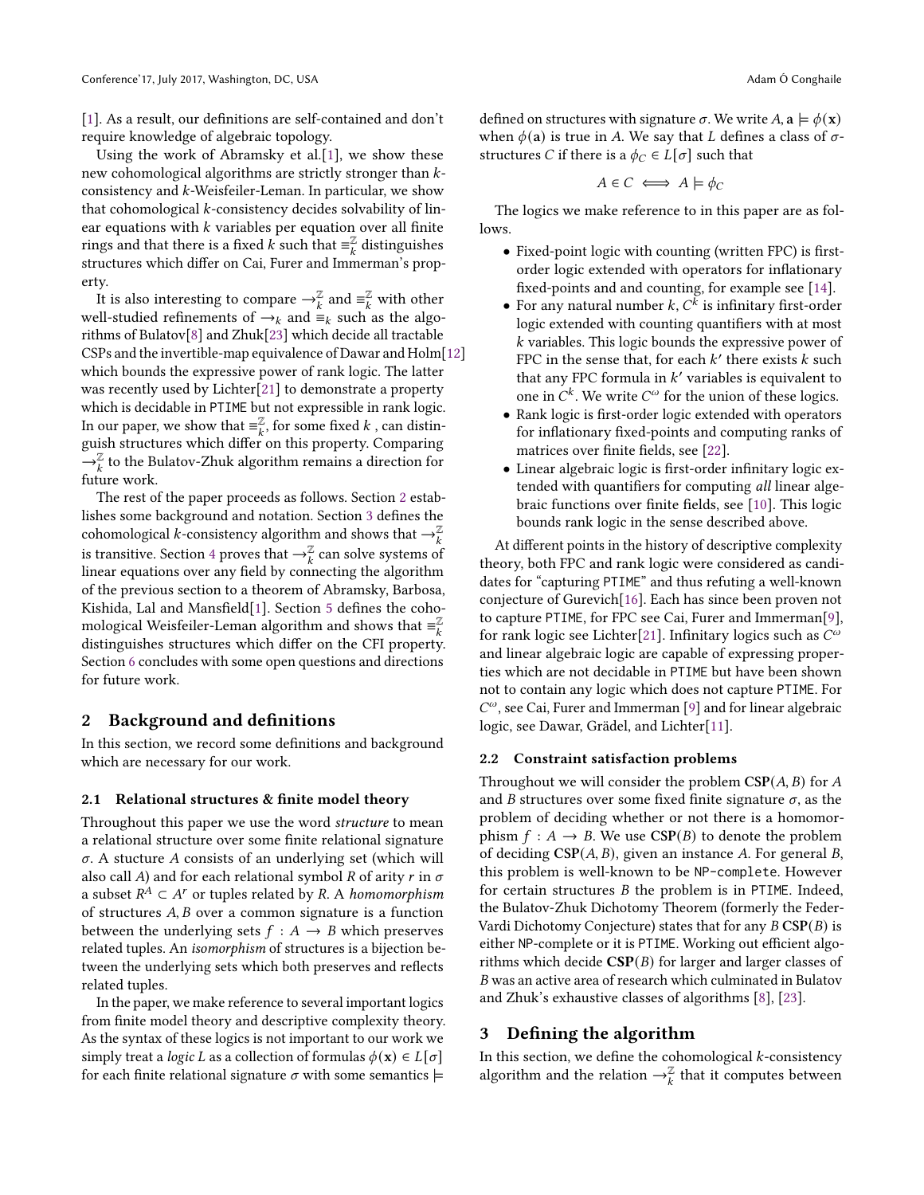[1]. As a result, our definitions are self-contained and don't require knowledge of algebraic topology.

Using the work of Abramsky et al.[1], we show these new cohomological algorithms are strictly stronger than $k$-consistency and $k$-Weisfeiler-Leman. In particular, we show that cohomological $k$-consistency decides solvability of linear equations with $k$ variables per equation over all finite rings and that there is a fixed $k$ such that $\equiv_k^{\mathbb{Z}}$ distinguishes structures which differ on Cai, Furer and Immerman's property.

It is also interesting to compare $\rightarrow_k^{\mathbb{Z}}$ and $\equiv_k^{\mathbb{Z}}$ with other well-studied refinements of $\rightarrow_k$ and $\equiv_k$ such as the algorithms of Bulatov[8] and Zhuk[23] which decide all tractable CSPs and the invertible-map equivalence of Dawar and Holm[12] which bounds the expressive power of rank logic. The latter was recently used by Lichter[21] to demonstrate a property which is decidable in PTIME but not expressible in rank logic. In our paper, we show that $\equiv_k^{\mathbb{Z}}$, for some fixed $k$ , can distinguish structures which differ on this property. Comparing $\rightarrow_k^{\mathbb{Z}}$ to the Bulatov-Zhuk algorithm remains a direction for future work.

The rest of the paper proceeds as follows. Section 2 establishes some background and notation. Section 3 defines the cohomological $k$-consistency algorithm and shows that $\rightarrow_k^{\mathbb{Z}}$ is transitive. Section 4 proves that $\rightarrow_k^{\mathbb{Z}}$ can solve systems of linear equations over any field by connecting the algorithm of the previous section to a theorem of Abramsky, Barbosa, Kishida, Lal and Mansfield[1]. Section 5 defines the cohomological Weisfeiler-Leman algorithm and shows that $\equiv_k^{\mathbb{Z}}$ distinguishes structures which differ on the CFI property. Section 6 concludes with some open questions and directions for future work.

## 2 Background and definitions

In this section, we record some definitions and background which are necessary for our work.

### 2.1 Relational structures & finite model theory

Throughout this paper we use the word *structure* to mean a relational structure over some finite relational signature $\sigma$. A stucture $A$ consists of an underlying set (which will also call $A$) and for each relational symbol $R$ of arity $r$ in $\sigma$ a subset $R^A \subset A^r$ or tuples related by $R$. A *homomorphism* of structures $A, B$ over a common signature is a function between the underlying sets $f : A \rightarrow B$ which preserves related tuples. An *isomorphism* of structures is a bijection between the underlying sets which both preserves and reflects related tuples.

In the paper, we make reference to several important logics from finite model theory and descriptive complexity theory. As the syntax of these logics is not important to our work we simply treat a *logic* $L$ as a collection of formulas $\phi(\mathbf{x}) \in L[\sigma]$ for each finite relational signature $\sigma$ with some semantics $\models$ defined on structures with signature $\sigma$. We write $A, \mathbf{a} \models \phi(\mathbf{x})$ when $\phi(\mathbf{a})$ is true in $A$. We say that $L$ defines a class of $\sigma$-structures $C$ if there is a $\phi_C \in L[\sigma]$ such that

$$A \in C \iff A \models \phi_C$$

The logics we make reference to in this paper are as follows.

- Fixed-point logic with counting (written FPC) is first-order logic extended with operators for inflationary fixed-points and and counting, for example see [14].
- For any natural number $k$, $C^k$ is infinitary first-order logic extended with counting quantifiers with at most $k$ variables. This logic bounds the expressive power of FPC in the sense that, for each $k'$ there exists $k$ such that any FPC formula in $k'$ variables is equivalent to one in $C^k$. We write $C^\omega$ for the union of these logics.
- Rank logic is first-order logic extended with operators for inflationary fixed-points and computing ranks of matrices over finite fields, see [22].
- Linear algebraic logic is first-order infinitary logic extended with quantifiers for computing *all* linear algebraic functions over finite fields, see [10]. This logic bounds rank logic in the sense described above.

At different points in the history of descriptive complexity theory, both FPC and rank logic were considered as candidates for "capturing PTIME" and thus refuting a well-known conjecture of Gurevich[16]. Each has since been proven not to capture PTIME, for FPC see Cai, Furer and Immerman[9], for rank logic see Lichter[21]. Infinitary logics such as $C^\omega$ and linear algebraic logic are capable of expressing properties which are not decidable in PTIME but have been shown not to contain any logic which does not capture PTIME. For $C^\omega$, see Cai, Furer and Immerman [9] and for linear algebraic logic, see Dawar, Grädel, and Lichter[11].

### 2.2 Constraint satisfaction problems

Throughout we will consider the problem $\mathbf{CSP}(A, B)$ for $A$ and $B$ structures over some fixed finite signature $\sigma$, as the problem of deciding whether or not there is a homomorphism $f : A \rightarrow B$. We use $\mathbf{CSP}(B)$ to denote the problem of deciding $\mathbf{CSP}(A, B)$, given an instance $A$. For general $B$, this problem is well-known to be NP-complete. However for certain structures $B$ the problem is in PTIME. Indeed, the Bulatov-Zhuk Dichotomy Theorem (formerly the Feder-Vardi Dichotomy Conjecture) states that for any $B$ $\mathbf{CSP}(B)$ is either NP-complete or it is PTIME. Working out efficient algorithms which decide $\mathbf{CSP}(B)$ for larger and larger classes of $B$ was an active area of research which culminated in Bulatov and Zhuk's exhaustive classes of algorithms [8], [23].

## 3 Defining the algorithm

In this section, we define the cohomological $k$-consistency algorithm and the relation $\rightarrow_k^{\mathbb{Z}}$ that it computes between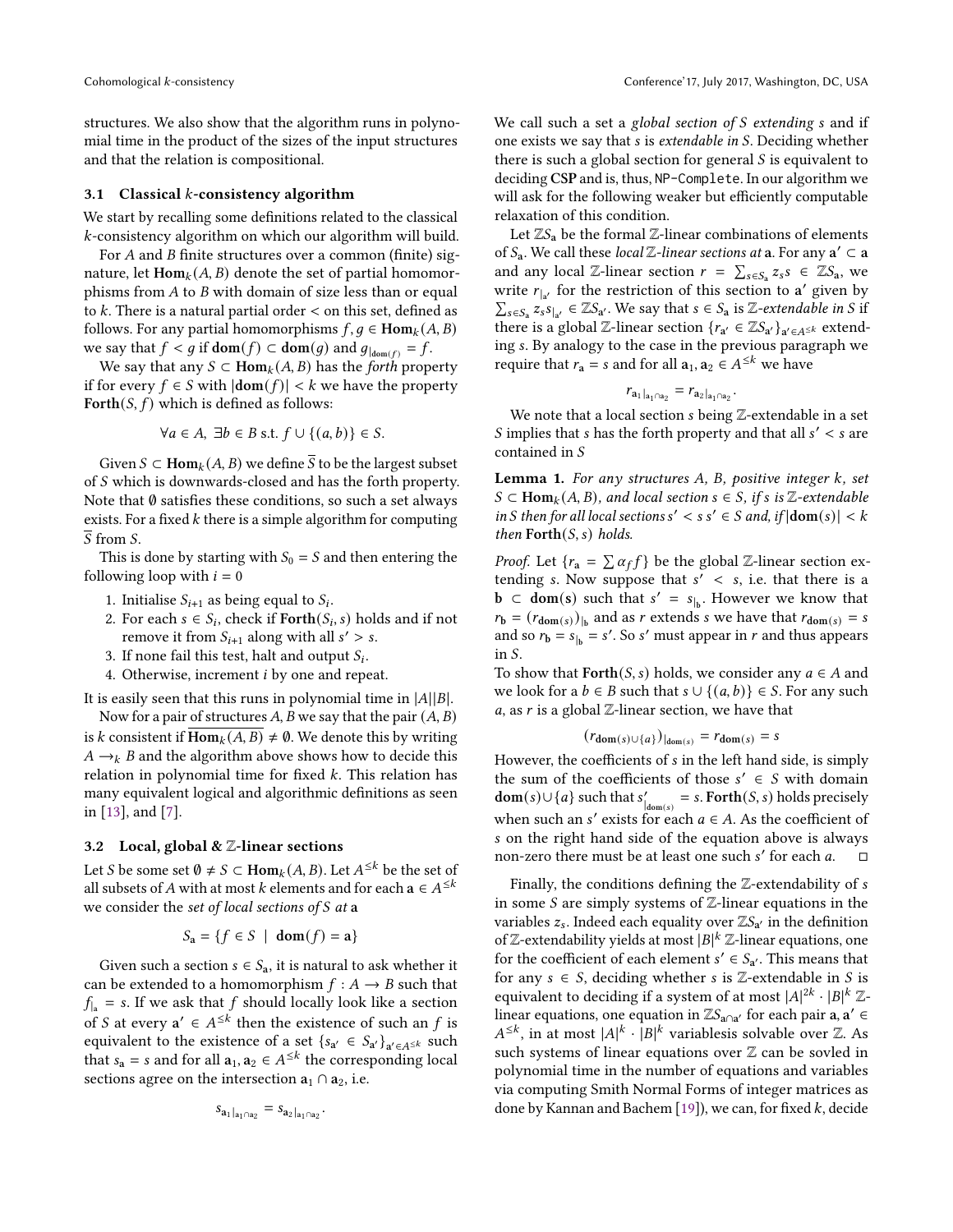structures. We also show that the algorithm runs in polynomial time in the product of the sizes of the input structures and that the relation is compositional.

### 3.1 Classical $k$-consistency algorithm

We start by recalling some definitions related to the classical $k$-consistency algorithm on which our algorithm will build.

For $A$ and $B$ finite structures over a common (finite) signature, let $\mathbf{Hom}_k(A, B)$ denote the set of partial homomorphisms from $A$ to $B$ with domain of size less than or equal to $k$. There is a natural partial order $<$ on this set, defined as follows. For any partial homomorphisms $f, g \in \mathbf{Hom}_k(A, B)$ we say that $f < g$ if $\mathbf{dom}(f) \subset \mathbf{dom}(g)$ and $g_{|_{\mathbf{dom}(f)}} = f$.

We say that any $S \subset \mathbf{Hom}_k(A, B)$ has the *forth* property if for every $f \in S$ with $|\mathbf{dom}(f)| < k$ we have the property $\mathbf{Forth}(S, f)$ which is defined as follows:

$$\forall a \in A,\ \exists b \in B \text{ s.t. } f \cup \{(a, b)\} \in S.$$

Given $S \subset \mathbf{Hom}_k(A, B)$ we define $\overline{S}$ to be the largest subset of $S$ which is downwards-closed and has the forth property. Note that $\emptyset$ satisfies these conditions, so such a set always exists. For a fixed $k$ there is a simple algorithm for computing $\overline{S}$ from $S$.

This is done by starting with $S_0 = S$ and then entering the following loop with $i = 0$

1. Initialise $S_{i+1}$ as being equal to $S_i$.
2. For each $s \in S_i$, check if $\mathbf{Forth}(S_i, s)$ holds and if not remove it from $S_{i+1}$ along with all $s' > s$.
3. If none fail this test, halt and output $S_i$.
4. Otherwise, increment $i$ by one and repeat.

It is easily seen that this runs in polynomial time in $|A||B|$.

Now for a pair of structures $A, B$ we say that the pair $(A, B)$ is $k$ consistent if $\overline{\mathbf{Hom}_k(A, B)} \neq \emptyset$. We denote this by writing $A \rightarrow_k B$ and the algorithm above shows how to decide this relation in polynomial time for fixed $k$. This relation has many equivalent logical and algorithmic definitions as seen in [13], and [7].

### 3.2 Local, global & $\mathbb{Z}$-linear sections

Let $S$ be some set $\emptyset \neq S \subset \mathbf{Hom}_k(A, B)$. Let $A^{\leq k}$ be the set of all subsets of $A$ with at most $k$ elements and for each $\mathbf{a} \in A^{\leq k}$ we consider the *set of local sections of* $S$ *at* $\mathbf{a}$

$$S_{\mathbf{a}} = \{f \in S \ \mid \ \mathbf{dom}(f) = \mathbf{a}\}$$

Given such a section $s \in S_{\mathbf{a}}$, it is natural to ask whether it can be extended to a homomorphism $f : A \rightarrow B$ such that $f_{|_{\mathbf{a}}} = s$. If we ask that $f$ should locally look like a section of $S$ at every $\mathbf{a}' \in A^{\leq k}$ then the existence of such an $f$ is equivalent to the existence of a set $\{s_{\mathbf{a}'} \in S_{\mathbf{a}'}\}_{\mathbf{a}' \in A^{\leq k}}$ such that $s_{\mathbf{a}} = s$ and for all $\mathbf{a}_1, \mathbf{a}_2 \in A^{\leq k}$ the corresponding local sections agree on the intersection $\mathbf{a}_1 \cap \mathbf{a}_2$, i.e.

$${s_{\mathbf{a}_1}}_{|_{\mathbf{a}_1 \cap \mathbf{a}_2}} = {s_{\mathbf{a}_2}}_{|_{\mathbf{a}_1 \cap \mathbf{a}_2}}.$$

We call such a set a *global section of* $S$ *extending* $s$ and if one exists we say that $s$ is *extendable in* $S$. Deciding whether there is such a global section for general $S$ is equivalent to deciding **CSP** and is, thus, NP-Complete. In our algorithm we will ask for the following weaker but efficiently computable relaxation of this condition.

Let $\mathbb{Z}S_{\mathbf{a}}$ be the formal $\mathbb{Z}$-linear combinations of elements of $S_{\mathbf{a}}$. We call these *local* $\mathbb{Z}$*-linear sections at* $\mathbf{a}$. For any $\mathbf{a}' \subset \mathbf{a}$ and any local $\mathbb{Z}$-linear section $r = \sum_{s \in S_{\mathbf{a}}} z_s s \in \mathbb{Z}S_{\mathbf{a}}$, we write $r_{|_{\mathbf{a}'}}$ for the restriction of this section to $\mathbf{a}'$ given by $\sum_{s \in S_{\mathbf{a}}} z_s s_{|_{\mathbf{a}'}} \in \mathbb{Z}S_{\mathbf{a}'}$. We say that $s \in S_{\mathbf{a}}$ is $\mathbb{Z}$*-extendable in* $S$ if there is a global $\mathbb{Z}$-linear section $\{r_{\mathbf{a}'} \in \mathbb{Z}S_{\mathbf{a}'}\}_{\mathbf{a}' \in A^{\leq k}}$ extending $s$. By analogy to the case in the previous paragraph we require that $r_{\mathbf{a}} = s$ and for all $\mathbf{a}_1, \mathbf{a}_2 \in A^{\leq k}$ we have

$${r_{\mathbf{a}_1}}_{|_{\mathbf{a}_1 \cap \mathbf{a}_2}} = {r_{\mathbf{a}_2}}_{|_{\mathbf{a}_1 \cap \mathbf{a}_2}}.$$

We note that a local section $s$ being $\mathbb{Z}$-extendable in a set $S$ implies that $s$ has the forth property and that all $s' < s$ are contained in $S$

**Lemma 1.** *For any structures $A$, $B$, positive integer $k$, set $S \subset \mathbf{Hom}_k(A, B)$, and local section $s \in S$, if $s$ is $\mathbb{Z}$-extendable in $S$ then for all local sections $s' < s$ $s' \in S$ and, if $|\mathbf{dom}(s)| < k$ then $\mathbf{Forth}(S, s)$ holds.*

*Proof.* Let $\{r_{\mathbf{a}} = \sum \alpha_f f\}$ be the global $\mathbb{Z}$-linear section extending $s$. Now suppose that $s' < s$, i.e. that there is a $\mathbf{b} \subset \mathbf{dom(s)}$ such that $s' = s_{|_{\mathbf{b}}}$. However we know that $r_{\mathbf{b}} = (r_{\mathbf{dom}(s)})_{|_{\mathbf{b}}}$ and as $r$ extends $s$ we have that $r_{\mathbf{dom}(s)} = s$ and so $r_{\mathbf{b}} = s_{|_{\mathbf{b}}} = s'$. So $s'$ must appear in $r$ and thus appears in $S$.

To show that $\mathbf{Forth}(S, s)$ holds, we consider any $a \in A$ and we look for a $b \in B$ such that $s \cup \{(a, b)\} \in S$. For any such $a$, as $r$ is a global $\mathbb{Z}$-linear section, we have that

$$(r_{\mathbf{dom}(s) \cup \{a\}})_{|_{\mathbf{dom}(s)}} = r_{\mathbf{dom}(s)} = s$$

However, the coefficients of $s$ in the left hand side, is simply the sum of the coefficients of those $s' \in S$ with domain $\mathbf{dom}(s) \cup \{a\}$ such that $s'_{|_{\mathbf{dom}(s)}} = s$. $\mathbf{Forth}(S, s)$ holds precisely when such an $s'$ exists for each $a \in A$. As the coefficient of $s$ on the right hand side of the equation above is always non-zero there must be at least one such $s'$ for each $a$. $\square$

Finally, the conditions defining the $\mathbb{Z}$-extendability of $s$ in some $S$ are simply systems of $\mathbb{Z}$-linear equations in the variables $z_s$. Indeed each equality over $\mathbb{Z}S_{\mathbf{a}'}$ in the definition of $\mathbb{Z}$-extendability yields at most $|B|^k$ $\mathbb{Z}$-linear equations, one for the coefficient of each element $s' \in S_{\mathbf{a}'}$. This means that for any $s \in S$, deciding whether $s$ is $\mathbb{Z}$-extendable in $S$ is equivalent to deciding if a system of at most $|A|^{2k} \cdot |B|^k$ $\mathbb{Z}$-linear equations, one equation in $\mathbb{Z}S_{\mathbf{a} \cap \mathbf{a}'}$ for each pair $\mathbf{a}, \mathbf{a}' \in A^{\leq k}$, in at most $|A|^k \cdot |B|^k$ variablesis solvable over $\mathbb{Z}$. As such systems of linear equations over $\mathbb{Z}$ can be sovled in polynomial time in the number of equations and variables via computing Smith Normal Forms of integer matrices as done by Kannan and Bachem [19]), we can, for fixed $k$, decide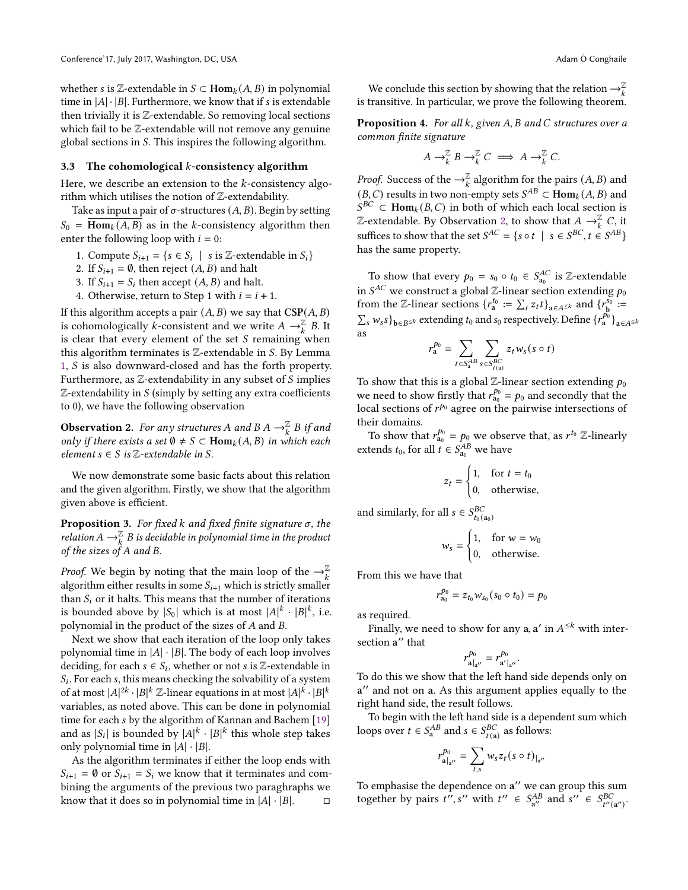whether $s$ is $\mathbb{Z}$-extendable in $S \subset \mathbf{Hom}_k(A, B)$ in polynomial time in $|A| \cdot |B|$. Furthermore, we know that if $s$ is extendable then trivially it is $\mathbb{Z}$-extendable. So removing local sections which fail to be $\mathbb{Z}$-extendable will not remove any genuine global sections in $S$. This inspires the following algorithm.

### 3.3 The cohomological $k$-consistency algorithm

Here, we describe an extension to the $k$-consistency algorithm which utilises the notion of $\mathbb{Z}$-extendability.

Take as input a pair of $\sigma$-structures $(A, B)$. Begin by setting $S_0 = \overline{\mathbf{Hom}_k(A, B)}$ as in the $k$-consistency algorithm then enter the following loop with $i = 0$:

1. Compute $S_{i+1} = \{s \in S_i \mid s \text{ is } \mathbb{Z}\text{-extendable in } S_i\}$
2. If $S_{i+1} = \emptyset$, then reject $(A, B)$ and halt
3. If $S_{i+1} = S_i$ then accept $(A, B)$ and halt.
4. Otherwise, return to Step 1 with $i = i + 1$.

If this algorithm accepts a pair $(A, B)$ we say that $\mathbf{CSP}(A, B)$ is cohomologically $k$-consistent and we write $A \rightarrow_k^{\mathbb{Z}} B$. It is clear that every element of the set $S$ remaining when this algorithm terminates is $\mathbb{Z}$-extendable in $S$. By Lemma 1, $S$ is also downward-closed and has the forth property. Furthermore, as $\mathbb{Z}$-extendability in any subset of $S$ implies $\mathbb{Z}$-extendability in $S$ (simply by setting any extra coefficients to 0), we have the following observation

**Observation 2.** *For any structures $A$ and $B$ $A \rightarrow_k^{\mathbb{Z}} B$ if and only if there exists a set $\emptyset \neq S \subset \mathbf{Hom}_k(A, B)$ in which each element $s \in S$ is $\mathbb{Z}$-extendable in $S$.*

We now demonstrate some basic facts about this relation and the given algorithm. Firstly, we show that the algorithm given above is efficient.

**Proposition 3.** *For fixed $k$ and fixed finite signature $\sigma$, the relation $A \rightarrow_k^{\mathbb{Z}} B$ is decidable in polynomial time in the product of the sizes of $A$ and $B$.*

*Proof.* We begin by noting that the main loop of the $\rightarrow_k^{\mathbb{Z}}$ algorithm either results in some $S_{i+1}$ which is strictly smaller than $S_i$ or it halts. This means that the number of iterations is bounded above by $|S_0|$ which is at most $|A|^k \cdot |B|^k$, i.e. polynomial in the product of the sizes of $A$ and $B$.

Next we show that each iteration of the loop only takes polynomial time in $|A| \cdot |B|$. The body of each loop involves deciding, for each $s \in S_i$, whether or not $s$ is $\mathbb{Z}$-extendable in $S_i$. For each $s$, this means checking the solvability of a system of at most $|A|^{2k} \cdot |B|^k$ $\mathbb{Z}$-linear equations in at most $|A|^k \cdot |B|^k$ variables, as noted above. This can be done in polynomial time for each $s$ by the algorithm of Kannan and Bachem [19] and as $|S_i|$ is bounded by $|A|^k \cdot |B|^k$ this whole step takes only polynomial time in $|A| \cdot |B|$.

As the algorithm terminates if either the loop ends with $S_{i+1} = \emptyset$ or $S_{i+1} = S_i$ we know that it terminates and combining the arguments of the previous two paragraphs we know that it does so in polynomial time in $|A| \cdot |B|$. □

We conclude this section by showing that the relation $\rightarrow_k^{\mathbb{Z}}$ is transitive. In particular, we prove the following theorem.

**Proposition 4.** *For all $k$, given $A, B$ and $C$ structures over a common finite signature*

$$A \rightarrow_k^{\mathbb{Z}} B \rightarrow_k^{\mathbb{Z}} C \implies A \rightarrow_k^{\mathbb{Z}} C.$$

*Proof.* Success of the $\rightarrow_k^{\mathbb{Z}}$ algorithm for the pairs $(A, B)$ and $(B, C)$ results in two non-empty sets $S^{AB} \subset \mathbf{Hom}_k(A, B)$ and $S^{BC} \subset \mathbf{Hom}_k(B, C)$ in both of which each local section is $\mathbb{Z}$-extendable. By Observation 2, to show that $A \rightarrow_k^{\mathbb{Z}} C$, it suffices to show that the set $S^{AC} = \{s \circ t \mid s \in S^{BC}, t \in S^{AB}\}$ has the same property.

To show that every $p_0 = s_0 \circ t_0 \in S^{AC}_{\mathbf{a}_0}$ is $\mathbb{Z}$-extendable in $S^{AC}$ we construct a global $\mathbb{Z}$-linear section extending $p_0$ from the $\mathbb{Z}$-linear sections $\{r^{t_0}_{\mathbf{a}} := \sum_t z_t t\}_{\mathbf{a} \in A^{\leq k}}$ and $\{r^{s_0}_{\mathbf{b}} := \sum_s w_s s\}_{\mathbf{b} \in B^{\leq k}}$ extending $t_0$ and $s_0$ respectively. Define $\{r^{p_0}_{\mathbf{a}}\}_{\mathbf{a} \in A^{\leq k}}$ as

$$r^{p_0}_{\mathbf{a}} = \sum_{t \in S^{AB}_{\mathbf{a}}} \sum_{s \in S^{BC}_{t(\mathbf{a})}} z_t w_s (s \circ t)$$

To show that this is a global $\mathbb{Z}$-linear section extending $p_0$ we need to show firstly that $r^{p_0}_{\mathbf{a}_0} = p_0$ and secondly that the local sections of $r^{p_0}$ agree on the pairwise intersections of their domains.

To show that $r^{p_0}_{\mathbf{a}_0} = p_0$ we observe that, as $r^{t_0}$ $\mathbb{Z}$-linearly extends $t_0$, for all $t \in S^{AB}_{\mathbf{a}_0}$ we have

$$z_t = \begin{cases} 1, & \text{for } t = t_0 \\ 0, & \text{otherwise,} \end{cases}$$

and similarly, for all $s \in S^{BC}_{t_0(\mathbf{a}_0)}$

$$w_s = \begin{cases} 1, & \text{for } w = w_0 \\ 0, & \text{otherwise.} \end{cases}$$

From this we have that

$$r^{p_0}_{\mathbf{a}_0} = z_{t_0} w_{s_0} (s_0 \circ t_0) = p_0$$

as required.

Finally, we need to show for any $\mathbf{a}, \mathbf{a}'$ in $A^{\leq k}$ with intersection $\mathbf{a}''$ that

$$r^{p_0}_{\mathbf{a}|_{\mathbf{a}''}} = r^{p_0}_{\mathbf{a}'|_{\mathbf{a}''}}.$$

To do this we show that the left hand side depends only on $\mathbf{a}''$ and not on $\mathbf{a}$. As this argument applies equally to the right hand side, the result follows.

To begin with the left hand side is a dependent sum which loops over $t \in S^{AB}_{\mathbf{a}}$ and $s \in S^{BC}_{t(\mathbf{a})}$ as follows:

$$r^{p_0}_{\mathbf{a}|_{\mathbf{a}''}} = \sum_{t,s} w_s z_t (s \circ t)_{|_{\mathbf{a}''}}$$

To emphasise the dependence on $\mathbf{a}''$ we can group this sum together by pairs $t'', s''$ with $t'' \in S^{AB}_{\mathbf{a}''}$ and $s'' \in S^{BC}_{t''(\mathbf{a}'')}$.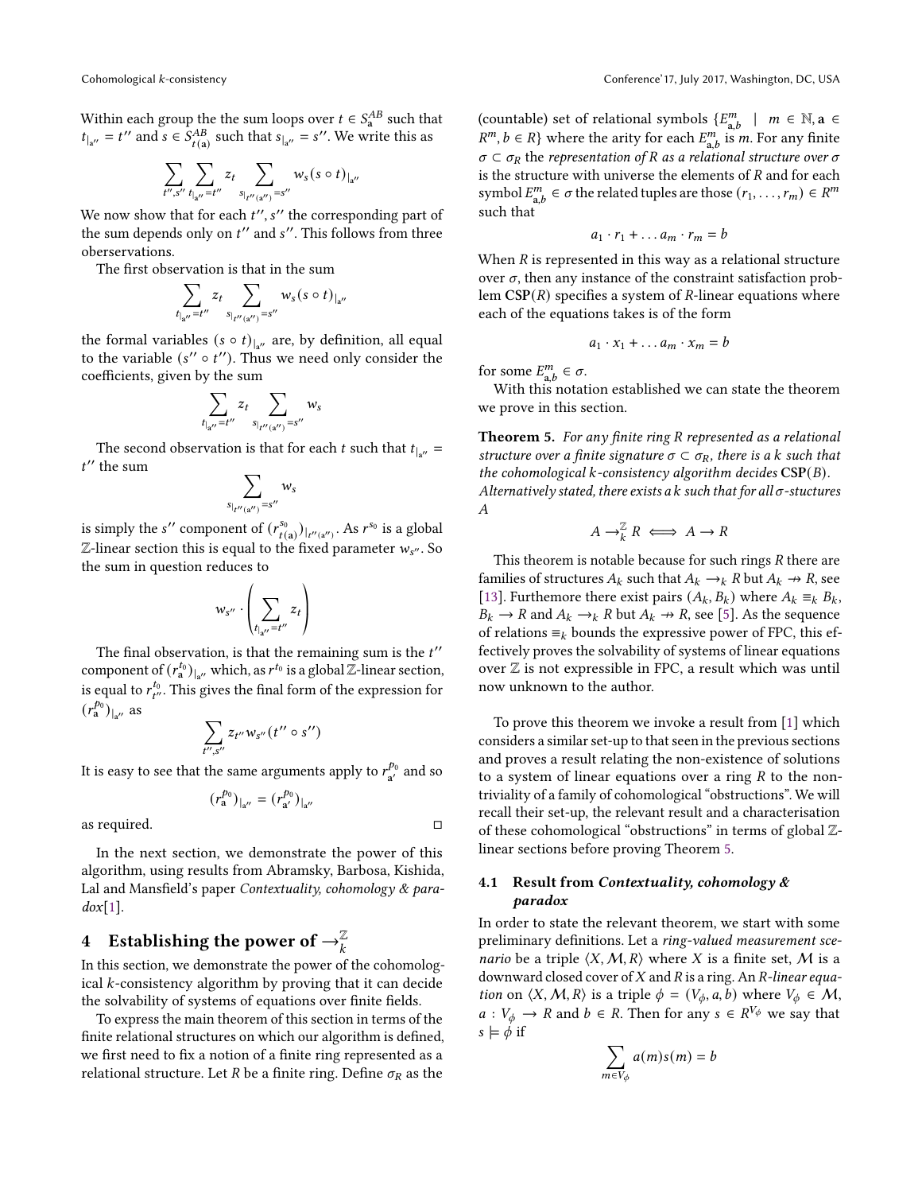Within each group the the sum loops over $t \in S^{AB}_{\mathbf{a}}$ such that $t_{|_{\mathbf{a}''}} = t''$ and $s \in S^{AB}_{t(\mathbf{a})}$ such that $s_{|_{\mathbf{a}''}} = s''$. We write this as

$$\sum_{t'',s''} \sum_{t_{|_{\mathbf{a}''}}=t''} z_t \sum_{s_{|_{t''(\mathbf{a}'')}}=s''} w_s (s \circ t)_{|_{\mathbf{a}''}}$$

We now show that for each $t'', s''$ the corresponding part of the sum depends only on $t''$ and $s''$. This follows from three oberservations.

The first observation is that in the sum

$$\sum_{t_{|_{\mathbf{a}''}}=t''} z_t \sum_{s_{|_{t''(\mathbf{a}'')}}=s''} w_s (s \circ t)_{|_{\mathbf{a}''}}$$

the formal variables $(s \circ t)_{|_{\mathbf{a}''}}$ are, by definition, all equal to the variable $(s'' \circ t'')$. Thus we need only consider the coefficients, given by the sum

$$\sum_{t_{|_{\mathbf{a}''}}=t''} z_t \sum_{s_{|_{t''(\mathbf{a}'')}}=s''} w_s$$

The second observation is that for each $t$ such that $t_{|_{\mathbf{a}''}} = t''$ the sum

$$\sum_{s_{|_{t''(\mathbf{a}'')}}=s''} w_s$$

is simply the $s''$ component of $(r^{s_0}_{t(\mathbf{a})})_{|_{t''(\mathbf{a}'')}}$. As $r^{s_0}$ is a global $\mathbb{Z}$-linear section this is equal to the fixed parameter $w_{s''}$. So the sum in question reduces to

$$w_{s''} \cdot \left( \sum_{t_{|_{\mathbf{a}''}}=t''} z_t \right)$$

The final observation, is that the remaining sum is the $t''$ component of $(r^{t_0}_{\mathbf{a}})_{|_{\mathbf{a}''}}$ which, as $r^{t_0}$ is a global $\mathbb{Z}$-linear section, is equal to $r^{t_0}_{t''}$. This gives the final form of the expression for $(r^{p_0}_{\mathbf{a}})_{|_{\mathbf{a}''}}$ as

$$\sum_{t'',s''} z_{t''} w_{s''} (t'' \circ s'')$$

It is easy to see that the same arguments apply to $r^{p_0}_{\mathbf{a}'}$ and so

$$(r^{p_0}_{\mathbf{a}})_{|_{\mathbf{a}''}} = (r^{p_0}_{\mathbf{a}'})_{|_{\mathbf{a}''}}$$

as required. □

In the next section, we demonstrate the power of this algorithm, using results from Abramsky, Barbosa, Kishida, Lal and Mansfield's paper *Contextuality, cohomology & paradox*[1].

# 4 Establishing the power of $\rightarrow^{\mathbb{Z}}_k$

In this section, we demonstrate the power of the cohomological $k$-consistency algorithm by proving that it can decide the solvability of systems of equations over finite fields.

To express the main theorem of this section in terms of the finite relational structures on which our algorithm is defined, we first need to fix a notion of a finite ring represented as a relational structure. Let $R$ be a finite ring. Define $\sigma_R$ as the (countable) set of relational symbols $\{E^m_{\mathbf{a},b} \mid m \in \mathbb{N}, \mathbf{a} \in R^m, b \in R\}$ where the arity for each $E^m_{\mathbf{a},b}$ is $m$. For any finite $\sigma \subset \sigma_R$ the *representation of $R$ as a relational structure over $\sigma$* is the structure with universe the elements of $R$ and for each symbol $E^m_{\mathbf{a},b} \in \sigma$ the related tuples are those $(r_1, \ldots, r_m) \in R^m$ such that

$$a_1 \cdot r_1 + \ldots a_m \cdot r_m = b$$

When $R$ is represented in this way as a relational structure over $\sigma$, then any instance of the constraint satisfaction problem $\mathbf{CSP}(R)$ specifies a system of $R$-linear equations where each of the equations takes is of the form

$$a_1 \cdot x_1 + \ldots a_m \cdot x_m = b$$

for some $E^m_{\mathbf{a},b} \in \sigma$.

With this notation established we can state the theorem we prove in this section.

**Theorem 5.** *For any finite ring $R$ represented as a relational structure over a finite signature $\sigma \subset \sigma_R$, there is a $k$ such that the cohomological $k$-consistency algorithm decides $\mathbf{CSP}(B)$. Alternatively stated, there exists a $k$ such that for all $\sigma$-stuctures $A$*

$$A \rightarrow^{\mathbb{Z}}_k R \iff A \rightarrow R$$

This theorem is notable because for such rings $R$ there are families of structures $A_k$ such that $A_k \rightarrow_k R$ but $A_k \nrightarrow R$, see [13]. Furthermore there exist pairs $(A_k, B_k)$ where $A_k \equiv_k B_k$, $B_k \rightarrow R$ and $A_k \rightarrow_k R$ but $A_k \nrightarrow R$, see [5]. As the sequence of relations $\equiv_k$ bounds the expressive power of FPC, this effectively proves the solvability of systems of linear equations over $\mathbb{Z}$ is not expressible in FPC, a result which was until now unknown to the author.

To prove this theorem we invoke a result from [1] which considers a similar set-up to that seen in the previous sections and proves a result relating the non-existence of solutions to a system of linear equations over a ring $R$ to the non-triviality of a family of cohomological "obstructions". We will recall their set-up, the relevant result and a characterisation of these cohomological "obstructions" in terms of global $\mathbb{Z}$-linear sections before proving Theorem 5.

## 4.1 Result from *Contextuality, cohomology & paradox*

In order to state the relevant theorem, we start with some preliminary definitions. Let a *ring-valued measurement scenario* be a triple $\langle X, \mathcal{M}, R \rangle$ where $X$ is a finite set, $\mathcal{M}$ is a downward closed cover of $X$ and $R$ is a ring. An *$R$-linear equation* on $\langle X, \mathcal{M}, R \rangle$ is a triple $\phi = (V_\phi, a, b)$ where $V_\phi \in \mathcal{M}$, $a : V_\phi \rightarrow R$ and $b \in R$. Then for any $s \in R^{V_\phi}$ we say that $s \models \phi$ if

$$\sum_{m \in V_\phi} a(m) s(m) = b$$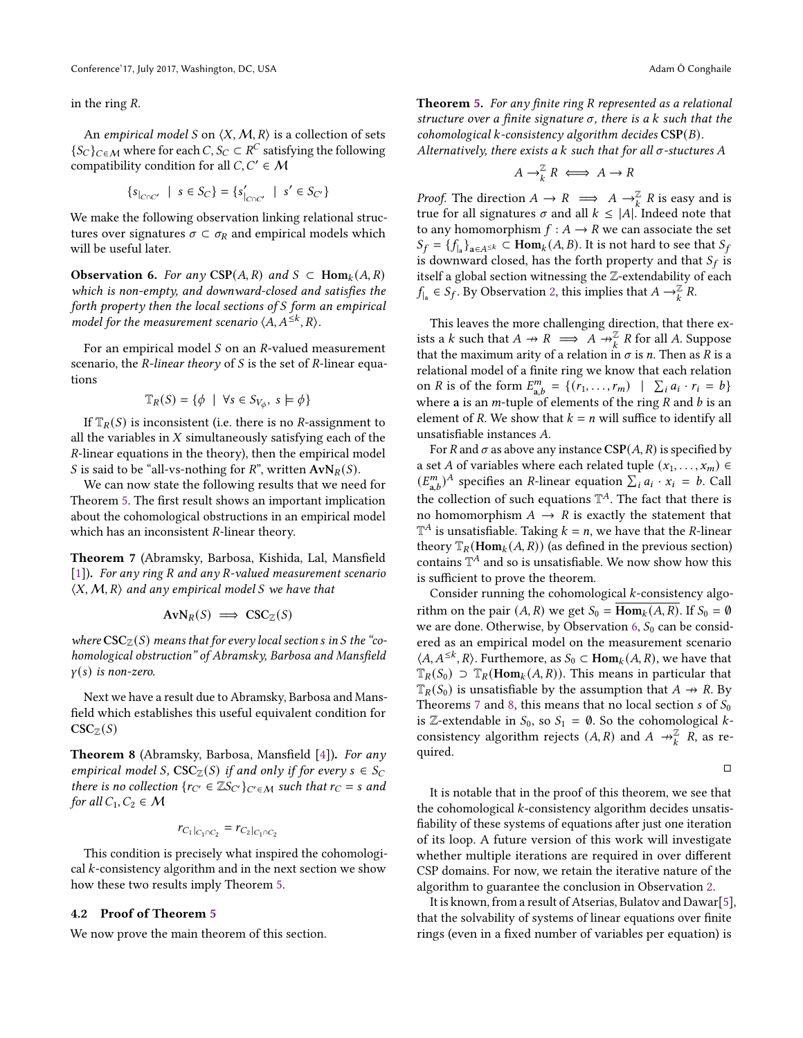in the ring $R$.

An *empirical model* $S$ on $\langle X, \mathcal{M}, R\rangle$ is a collection of sets $\{S_C\}_{C\in\mathcal{M}}$ where for each $C$, $S_C \subset R^C$ satisfying the following compatibility condition for all $C, C' \in \mathcal{M}$

$$\{s_{|_{C\cap C'}} \mid s \in S_C\} = \{s'_{|_{C\cap C'}} \mid s' \in S_{C'}\}$$

We make the following observation linking relational structures over signatures $\sigma \subset \sigma_R$ and empirical models which will be useful later.

**Observation 6.** *For any* $\mathbf{CSP}(A, R)$ *and* $S \subset \mathbf{Hom}_k(A, R)$ *which is non-empty, and downward-closed and satisfies the forth property then the local sections of* $S$ *form an empirical model for the measurement scenario* $\langle A, A^{\leq k}, R\rangle$.

For an empirical model $S$ on an $R$-valued measurement scenario, the *R-linear theory* of $S$ is the set of $R$-linear equations

$$\mathbb{T}_R(S) = \{\phi \mid \forall s \in S_{V_\phi},\ s \models \phi\}$$

If $\mathbb{T}_R(S)$ is inconsistent (i.e. there is no $R$-assignment to all the variables in $X$ simultaneously satisfying each of the $R$-linear equations in the theory), then the empirical model $S$ is said to be "all-vs-nothing for $R$", written $\mathbf{AvN}_R(S)$.

We can now state the following results that we need for Theorem 5. The first result shows an important implication about the cohomological obstructions in an empirical model which has an inconsistent $R$-linear theory.

**Theorem 7** (Abramsky, Barbosa, Kishida, Lal, Mansfield [1])**.** *For any ring* $R$ *and any* $R$*-valued measurement scenario* $\langle X, \mathcal{M}, R\rangle$ *and any empirical model* $S$ *we have that*

$$\mathbf{AvN}_R(S) \implies \mathbf{CSC}_{\mathbb{Z}}(S)$$

*where* $\mathbf{CSC}_{\mathbb{Z}}(S)$ *means that for every local section* $s$ *in* $S$ *the "cohomological obstruction" of Abramsky, Barbosa and Mansfield* $\gamma(s)$ *is non-zero.*

Next we have a result due to Abramsky, Barbosa and Mansfield which establishes this useful equivalent condition for $\mathbf{CSC}_{\mathbb{Z}}(S)$

**Theorem 8** (Abramsky, Barbosa, Mansfield [4])**.** *For any empirical model* $S$*,* $\mathbf{CSC}_{\mathbb{Z}}(S)$ *if and only if for every* $s \in S_C$ *there is no collection* $\{r_{C'} \in \mathbb{Z}S_{C'}\}_{C'\in\mathcal{M}}$ *such that* $r_C = s$ *and for all* $C_1, C_2 \in \mathcal{M}$

$$r_{C_1}|_{C_1\cap C_2} = r_{C_2}|_{C_1\cap C_2}$$

This condition is precisely what inspired the cohomological $k$-consistency algorithm and in the next section we show how these two results imply Theorem 5.

## 4.2 Proof of Theorem 5

We now prove the main theorem of this section.

**Theorem 5.** *For any finite ring* $R$ *represented as a relational structure over a finite signature* $\sigma$*, there is a* $k$ *such that the cohomological* $k$*-consistency algorithm decides* $\mathbf{CSP}(B)$*.*
*Alternatively, there exists a* $k$ *such that for all* $\sigma$*-stuctures* $A$

$$A \to^{\mathbb{Z}}_k R \iff A \to R$$

*Proof.* The direction $A \to R \implies A \to^{\mathbb{Z}}_k R$ is easy and is true for all signatures $\sigma$ and all $k \leq |A|$. Indeed note that to any homomorphism $f : A \to R$ we can associate the set $S_f = \{f_{|_\mathbf{a}}\}_{\mathbf{a}\in A^{\leq k}} \subset \mathbf{Hom}_k(A, B)$. It is not hard to see that $S_f$ is downward closed, has the forth property and that $S_f$ is itself a global section witnessing the $\mathbb{Z}$-extendability of each $f_{|_\mathbf{a}} \in S_f$. By Observation 2, this implies that $A \to^{\mathbb{Z}}_k R$.

This leaves the more challenging direction, that there exists a $k$ such that $A \nrightarrow R \implies A \nrightarrow^{\mathbb{Z}}_k R$ for all $A$. Suppose that the maximum arity of a relation in $\sigma$ is $n$. Then as $R$ is a relational model of a finite ring we know that each relation on $R$ is of the form $E^m_{\mathbf{a},b} = \{(r_1, \dots, r_m) \mid \sum_i a_i \cdot r_i = b\}$ where $\mathbf{a}$ is an $m$-tuple of elements of the ring $R$ and $b$ is an element of $R$. We show that $k = n$ will suffice to identify all unsatisfiable instances $A$.

For $R$ and $\sigma$ as above any instance $\mathbf{CSP}(A, R)$ is specified by a set $A$ of variables where each related tuple $(x_1, \dots, x_m) \in (E^m_{\mathbf{a},b})^A$ specifies an $R$-linear equation $\sum_i a_i \cdot x_i = b$. Call the collection of such equations $\mathbb{T}^A$. The fact that there is no homomorphism $A \to R$ is exactly the statement that $\mathbb{T}^A$ is unsatisfiable. Taking $k = n$, we have that the $R$-linear theory $\mathbb{T}_R(\mathbf{Hom}_k(A, R))$ (as defined in the previous section) contains $\mathbb{T}^A$ and so is unsatisfiable. We now show how this is sufficient to prove the theorem.

Consider running the cohomological $k$-consistency algorithm on the pair $(A, R)$ we get $S_0 = \overline{\mathbf{Hom}_k(A, R)}$. If $S_0 = \emptyset$ we are done. Otherwise, by Observation 6, $S_0$ can be considered as an empirical model on the measurement scenario $\langle A, A^{\leq k}, R\rangle$. Furthermore, as $S_0 \subset \mathbf{Hom}_k(A, R)$, we have that $\mathbb{T}_R(S_0) \supset \mathbb{T}_R(\mathbf{Hom}_k(A, R))$. This means in particular that $\mathbb{T}_R(S_0)$ is unsatisfiable by the assumption that $A \nrightarrow R$. By Theorems 7 and 8, this means that no local section $s$ of $S_0$ is $\mathbb{Z}$-extendable in $S_0$, so $S_1 = \emptyset$. So the cohomological $k$-consistency algorithm rejects $(A, R)$ and $A \nrightarrow^{\mathbb{Z}}_k R$, as required.

∎

It is notable that in the proof of this theorem, we see that the cohomological $k$-consistency algorithm decides unsatisfiability of these systems of equations after just one iteration of its loop. A future version of this work will investigate whether multiple iterations are required in over different CSP domains. For now, we retain the iterative nature of the algorithm to guarantee the conclusion in Observation 2.

It is known, from a result of Atserias, Bulatov and Dawar[5], that the solvability of systems of linear equations over finite rings (even in a fixed number of variables per equation) is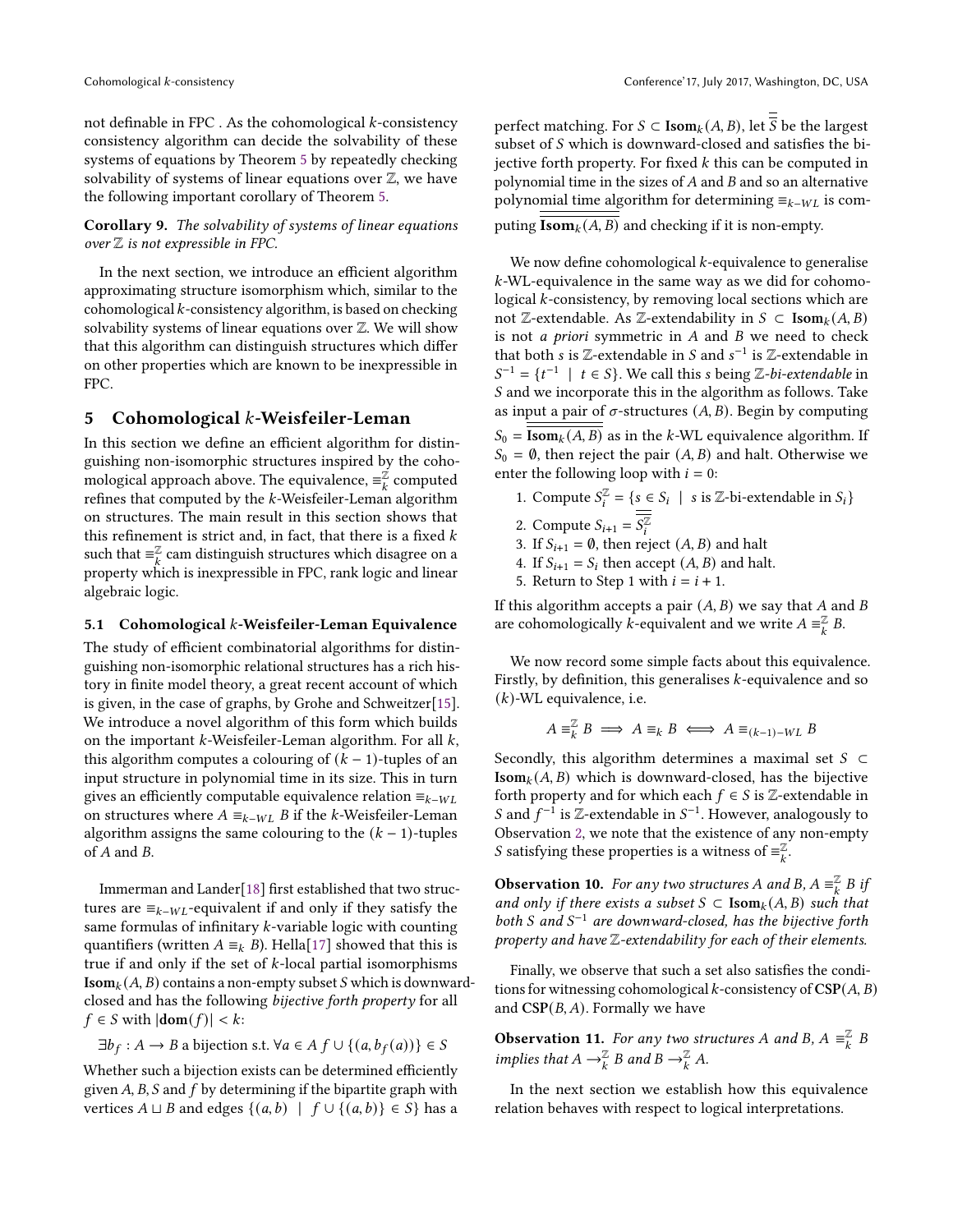not definable in FPC . As the cohomological $k$-consistency consistency algorithm can decide the solvability of these systems of equations by Theorem 5 by repeatedly checking solvability of systems of linear equations over $\mathbb{Z}$, we have the following important corollary of Theorem 5.

**Corollary 9.** *The solvability of systems of linear equations over $\mathbb{Z}$ is not expressible in FPC.*

In the next section, we introduce an efficient algorithm approximating structure isomorphism which, similar to the cohomological $k$-consistency algorithm, is based on checking solvability systems of linear equations over $\mathbb{Z}$. We will show that this algorithm can distinguish structures which differ on other properties which are known to be inexpressible in FPC.

## 5 Cohomological $k$-Weisfeiler-Leman

In this section we define an efficient algorithm for distinguishing non-isomorphic structures inspired by the cohomological approach above. The equivalence, $\equiv_k^{\mathbb{Z}}$ computed refines that computed by the $k$-Weisfeiler-Leman algorithm on structures. The main result in this section shows that this refinement is strict and, in fact, that there is a fixed $k$ such that $\equiv_k^{\mathbb{Z}}$ cam distinguish structures which disagree on a property which is inexpressible in FPC, rank logic and linear algebraic logic.

### 5.1 Cohomological $k$-Weisfeiler-Leman Equivalence

The study of efficient combinatorial algorithms for distinguishing non-isomorphic relational structures has a rich history in finite model theory, a great recent account of which is given, in the case of graphs, by Grohe and Schweitzer[15]. We introduce a novel algorithm of this form which builds on the important $k$-Weisfeiler-Leman algorithm. For all $k$, this algorithm computes a colouring of $(k-1)$-tuples of an input structure in polynomial time in its size. This in turn gives an efficiently computable equivalence relation $\equiv_{k-WL}$ on structures where $A \equiv_{k-WL} B$ if the $k$-Weisfeiler-Leman algorithm assigns the same colouring to the $(k-1)$-tuples of $A$ and $B$.

Immerman and Lander[18] first established that two structures are $\equiv_{k-WL}$-equivalent if and only if they satisfy the same formulas of infinitary $k$-variable logic with counting quantifiers (written $A \equiv_k B$). Hella[17] showed that this is true if and only if the set of $k$-local partial isomorphisms $\mathbf{Isom}_k(A, B)$ contains a non-empty subset $S$ which is downward-closed and has the following *bijective forth property* for all $f \in S$ with $|\mathbf{dom}(f)| < k$:

$$\exists b_f : A \to B \text{ a bijection s.t. } \forall a \in A \; f \cup \{(a, b_f(a))\} \in S$$

Whether such a bijection exists can be determined efficiently given $A, B, S$ and $f$ by determining if the bipartite graph with vertices $A \sqcup B$ and edges $\{(a, b) \mid f \cup \{(a, b)\} \in S\}$ has a perfect matching. For $S \subset \mathbf{Isom}_k(A, B)$, let $\overline{\overline{S}}$ be the largest subset of $S$ which is downward-closed and satisfies the bijective forth property. For fixed $k$ this can be computed in polynomial time in the sizes of $A$ and $B$ and so an alternative polynomial time algorithm for determining $\equiv_{k-WL}$ is computing $\overline{\overline{\mathbf{Isom}_k(A, B)}}$ and checking if it is non-empty.

We now define cohomological $k$-equivalence to generalise $k$-WL-equivalence in the same way as we did for cohomological $k$-consistency, by removing local sections which are not $\mathbb{Z}$-extendable. As $\mathbb{Z}$-extendability in $S \subset \mathbf{Isom}_k(A, B)$ is not *a priori* symmetric in $A$ and $B$ we need to check that both $s$ is $\mathbb{Z}$-extendable in $S$ and $s^{-1}$ is $\mathbb{Z}$-extendable in $S^{-1} = \{t^{-1} \mid t \in S\}$. We call this $s$ being $\mathbb{Z}$-*bi-extendable* in $S$ and we incorporate this in the algorithm as follows. Take as input a pair of $\sigma$-structures $(A, B)$. Begin by computing $S_0 = \overline{\overline{\mathbf{Isom}_k(A, B)}}$ as in the $k$-WL equivalence algorithm. If $S_0 = \emptyset$, then reject the pair $(A, B)$ and halt. Otherwise we enter the following loop with $i = 0$:

1. Compute $S_i^{\mathbb{Z}} = \{s \in S_i \mid s \text{ is } \mathbb{Z}\text{-bi-extendable in } S_i\}$
2. Compute $S_{i+1} = \overline{\overline{S_i^{\mathbb{Z}}}}$
3. If $S_{i+1} = \emptyset$, then reject $(A, B)$ and halt
4. If $S_{i+1} = S_i$ then accept $(A, B)$ and halt.
5. Return to Step 1 with $i = i + 1$.

If this algorithm accepts a pair $(A, B)$ we say that $A$ and $B$ are cohomologically $k$-equivalent and we write $A \equiv_k^{\mathbb{Z}} B$.

We now record some simple facts about this equivalence. Firstly, by definition, this generalises $k$-equivalence and so $(k)$-WL equivalence, i.e.

$$A \equiv_k^{\mathbb{Z}} B \implies A \equiv_k B \iff A \equiv_{(k-1)-WL} B$$

Secondly, this algorithm determines a maximal set $S \subset \mathbf{Isom}_k(A, B)$ which is downward-closed, has the bijective forth property and for which each $f \in S$ is $\mathbb{Z}$-extendable in $S$ and $f^{-1}$ is $\mathbb{Z}$-extendable in $S^{-1}$. However, analogously to Observation 2, we note that the existence of any non-empty $S$ satisfying these properties is a witness of $\equiv_k^{\mathbb{Z}}$.

**Observation 10.** *For any two structures $A$ and $B$, $A \equiv_k^{\mathbb{Z}} B$ if and only if there exists a subset $S \subset \mathbf{Isom}_k(A, B)$ such that both $S$ and $S^{-1}$ are downward-closed, has the bijective forth property and have $\mathbb{Z}$-extendability for each of their elements.*

Finally, we observe that such a set also satisfies the conditions for witnessing cohomological $k$-consistency of $\mathbf{CSP}(A, B)$ and $\mathbf{CSP}(B, A)$. Formally we have

**Observation 11.** *For any two structures $A$ and $B$, $A \equiv_k^{\mathbb{Z}} B$ implies that $A \to_k^{\mathbb{Z}} B$ and $B \to_k^{\mathbb{Z}} A$.*

In the next section we establish how this equivalence relation behaves with respect to logical interpretations.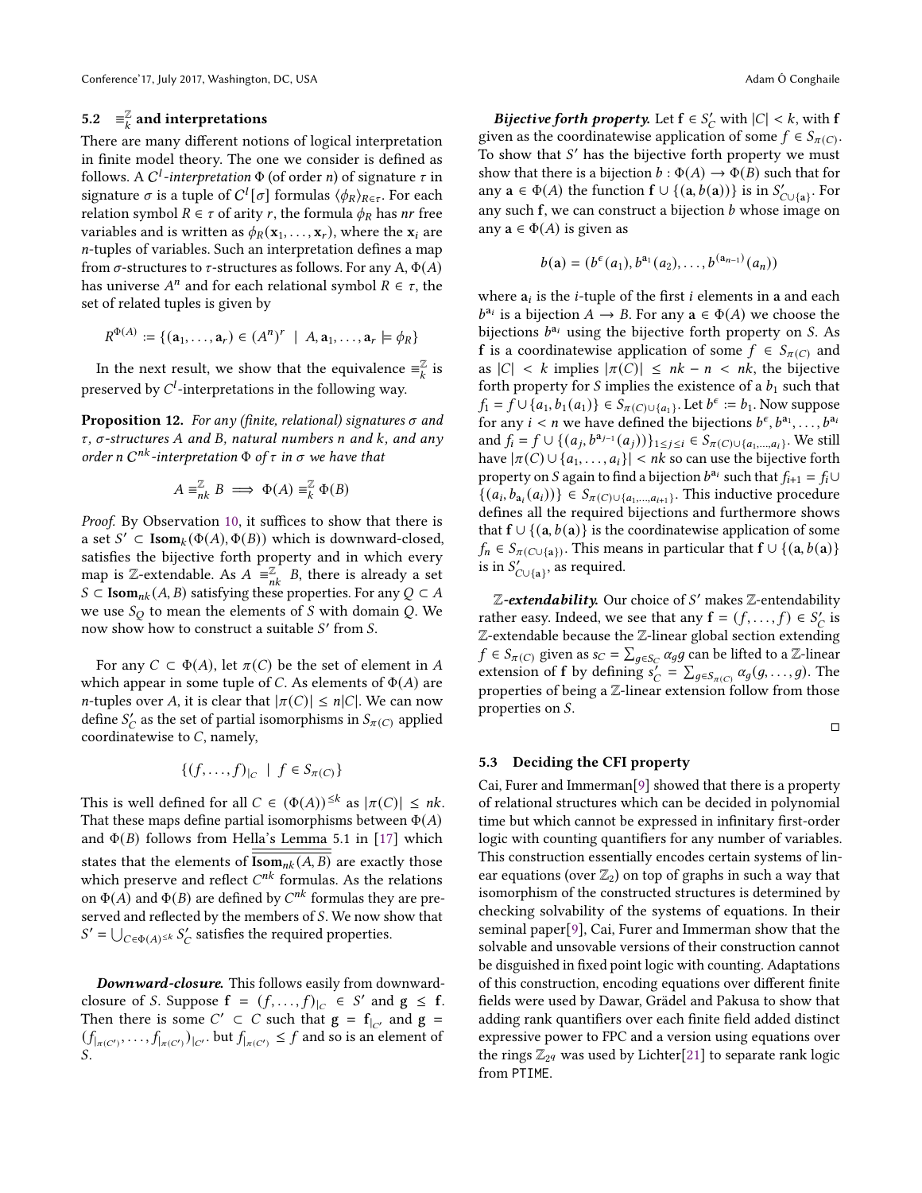### 5.2 $\equiv_k^{\mathbb{Z}}$ and interpretations

There are many different notions of logical interpretation in finite model theory. The one we consider is defined as follows. A *$C^l$-interpretation* $\Phi$ (of order $n$) of signature $\tau$ in signature $\sigma$ is a tuple of $C^l[\sigma]$ formulas $\langle \phi_R \rangle_{R \in \tau}$. For each relation symbol $R \in \tau$ of arity $r$, the formula $\phi_R$ has $nr$ free variables and is written as $\phi_R(\mathbf{x}_1, \ldots, \mathbf{x}_r)$, where the $\mathbf{x}_i$ are $n$-tuples of variables. Such an interpretation defines a map from $\sigma$-structures to $\tau$-structures as follows. For any A, $\Phi(A)$ has universe $A^n$ and for each relational symbol $R \in \tau$, the set of related tuples is given by

$$R^{\Phi(A)} := \{(\mathbf{a}_1, \ldots, \mathbf{a}_r) \in (A^n)^r \ \mid \ A, \mathbf{a}_1, \ldots, \mathbf{a}_r \models \phi_R\}$$

In the next result, we show that the equivalence $\equiv_k^{\mathbb{Z}}$ is preserved by $C^l$-interpretations in the following way.

**Proposition 12.** *For any (finite, relational) signatures $\sigma$ and $\tau$, $\sigma$-structures $A$ and $B$, natural numbers $n$ and $k$, and any order $n$ $C^{nk}$-interpretation $\Phi$ of $\tau$ in $\sigma$ we have that*

$$A \equiv_{nk}^{\mathbb{Z}} B \implies \Phi(A) \equiv_k^{\mathbb{Z}} \Phi(B)$$

*Proof.* By Observation 10, it suffices to show that there is a set $S' \subset \mathbf{Isom}_k(\Phi(A), \Phi(B))$ which is downward-closed, satisfies the bijective forth property and in which every map is $\mathbb{Z}$-extendable. As $A \equiv_{nk}^{\mathbb{Z}} B$, there is already a set $S \subset \mathbf{Isom}_{nk}(A, B)$ satisfying these properties. For any $Q \subset A$ we use $S_Q$ to mean the elements of $S$ with domain $Q$. We now show how to construct a suitable $S'$ from $S$.

For any $C \subset \Phi(A)$, let $\pi(C)$ be the set of element in $A$ which appear in some tuple of $C$. As elements of $\Phi(A)$ are $n$-tuples over $A$, it is clear that $|\pi(C)| \leq n|C|$. We can now define $S'_C$ as the set of partial isomorphisms in $S_{\pi(C)}$ applied coordinatewise to $C$, namely,

$$\{(f, \ldots, f)|_C \ \mid \ f \in S_{\pi(C)}\}$$

This is well defined for all $C \in (\Phi(A))^{\leq k}$ as $|\pi(C)| \leq nk$. That these maps define partial isomorphisms between $\Phi(A)$ and $\Phi(B)$ follows from Hella's Lemma 5.1 in [17] which states that the elements of $\overline{\overline{\mathbf{Isom}_{nk}(A, B)}}$ are exactly those which preserve and reflect $C^{nk}$ formulas. As the relations on $\Phi(A)$ and $\Phi(B)$ are defined by $C^{nk}$ formulas they are preserved and reflected by the members of $S$. We now show that $S' = \bigcup_{C \in \Phi(A)^{\leq k}} S'_C$ satisfies the required properties.

***Downward-closure.*** This follows easily from downward-closure of $S$. Suppose $\mathbf{f} = (f, \ldots, f)|_C \in S'$ and $\mathbf{g} \leq \mathbf{f}$. Then there is some $C' \subset C$ such that $\mathbf{g} = \mathbf{f}_{|_{C'}}$ and $\mathbf{g} = (f_{|_{\pi(C')}}, \ldots, f_{|_{\pi(C')}})_{|C'}$. but $f_{|_{\pi(C')}} \leq f$ and so is an element of $S$.

***Bijective forth property.*** Let $\mathbf{f} \in S'_C$ with $|C| < k$, with $\mathbf{f}$ given as the coordinatewise application of some $f \in S_{\pi(C)}$. To show that $S'$ has the bijective forth property we must show that there is a bijection $b : \Phi(A) \to \Phi(B)$ such that for any $\mathbf{a} \in \Phi(A)$ the function $\mathbf{f} \cup \{(\mathbf{a}, b(\mathbf{a}))\}$ is in $S'_{C \cup \{\mathbf{a}\}}$. For any such $\mathbf{f}$, we can construct a bijection $b$ whose image on any $\mathbf{a} \in \Phi(A)$ is given as

$$b(\mathbf{a}) = (b^{\epsilon}(a_1), b^{\mathbf{a}_1}(a_2), \ldots, b^{(\mathbf{a}_{n-1})}(a_n))$$

where $\mathbf{a}_i$ is the $i$-tuple of the first $i$ elements in $\mathbf{a}$ and each $b^{\mathbf{a}_i}$ is a bijection $A \to B$. For any $\mathbf{a} \in \Phi(A)$ we choose the bijections $b^{\mathbf{a}_i}$ using the bijective forth property on $S$. As $\mathbf{f}$ is a coordinatewise application of some $f \in S_{\pi(C)}$ and as $|C| < k$ implies $|\pi(C)| \leq nk - n < nk$, the bijective forth property for $S$ implies the existence of a $b_1$ such that $f_1 = f \cup \{a_1, b_1(a_1)\} \in S_{\pi(C) \cup \{a_1\}}$. Let $b^{\epsilon} := b_1$. Now suppose for any $i < n$ we have defined the bijections $b^{\epsilon}, b^{\mathbf{a}_1}, \ldots, b^{\mathbf{a}_i}$ and $f_i = f \cup \{(a_j, b^{\mathbf{a}_{j-1}}(a_j))\}_{1 \leq j \leq i} \in S_{\pi(C) \cup \{a_1, \ldots, a_i\}}$. We still have $|\pi(C) \cup \{a_1, \ldots, a_i\}| < nk$ so can use the bijective forth property on $S$ again to find a bijection $b^{\mathbf{a}_i}$ such that $f_{i+1} = f_i \cup \{(a_i, b_{\mathbf{a}_i}(a_i))\} \in S_{\pi(C) \cup \{a_1, \ldots, a_{i+1}\}}$. This inductive procedure defines all the required bijections and furthermore shows that $\mathbf{f} \cup \{(\mathbf{a}, b(\mathbf{a})\}$ is the coordinatewise application of some $f_n \in S_{\pi(C \cup \{\mathbf{a}\})}$. This means in particular that $\mathbf{f} \cup \{(\mathbf{a}, b(\mathbf{a})\}$ is in $S'_{C \cup \{\mathbf{a}\}}$, as required.

***$\mathbb{Z}$-extendability.*** Our choice of $S'$ makes $\mathbb{Z}$-entendability rather easy. Indeed, we see that any $\mathbf{f} = (f, \ldots, f) \in S'_C$ is $\mathbb{Z}$-extendable because the $\mathbb{Z}$-linear global section extending $f \in S_{\pi(C)}$ given as $s_C = \sum_{g \in S_C} \alpha_g g$ can be lifted to a $\mathbb{Z}$-linear extension of $\mathbf{f}$ by defining $s'_C = \sum_{g \in S_{\pi(C)}} \alpha_g (g, \ldots, g)$. The properties of being a $\mathbb{Z}$-linear extension follow from those properties on $S$. ◻

### 5.3 Deciding the CFI property

Cai, Furer and Immerman[9] showed that there is a property of relational structures which can be decided in polynomial time but which cannot be expressed in infinitary first-order logic with counting quantifiers for any number of variables. This construction essentially encodes certain systems of linear equations (over $\mathbb{Z}_2$) on top of graphs in such a way that isomorphism of the constructed structures is determined by checking solvability of the systems of equations. In their seminal paper[9], Cai, Furer and Immerman show that the solvable and unsovable versions of their construction cannot be disguished in fixed point logic with counting. Adaptations of this construction, encoding equations over different finite fields were used by Dawar, Grädel and Pakusa to show that adding rank quantifiers over each finite field added distinct expressive power to FPC and a version using equations over the rings $\mathbb{Z}_{2^q}$ was used by Lichter[21] to separate rank logic from PTIME.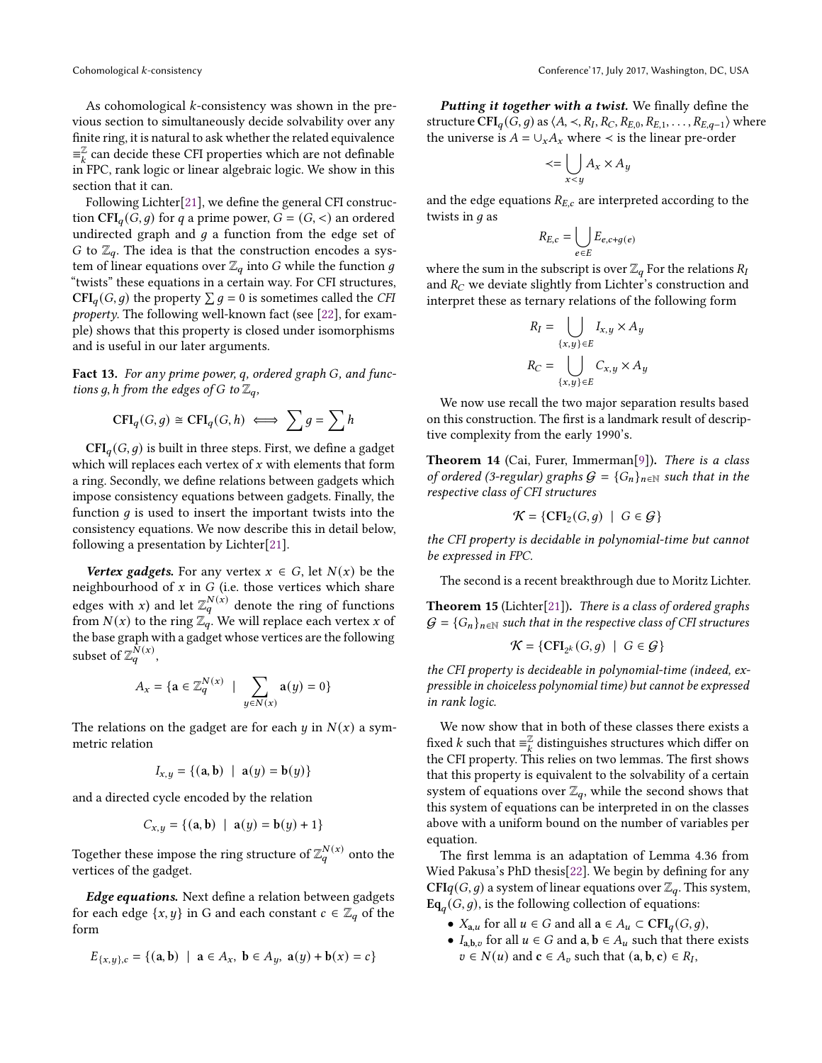As cohomological $k$-consistency was shown in the previous section to simultaneously decide solvability over any finite ring, it is natural to ask whether the related equivalence $\equiv_k^{\mathbb{Z}}$ can decide these CFI properties which are not definable in FPC, rank logic or linear algebraic logic. We show in this section that it can.

Following Lichter[21], we define the general CFI construction $\mathbf{CFI}_q(G, g)$ for $q$ a prime power, $G = (G, <)$ an ordered undirected graph and $g$ a function from the edge set of $G$ to $\mathbb{Z}_q$. The idea is that the construction encodes a system of linear equations over $\mathbb{Z}_q$ into $G$ while the function $g$ "twists" these equations in a certain way. For CFI structures, $\mathbf{CFI}_q(G, g)$ the property $\sum g = 0$ is sometimes called the *CFI property*. The following well-known fact (see [22], for example) shows that this property is closed under isomorphisms and is useful in our later arguments.

**Fact 13.** *For any prime power, $q$, ordered graph $G$, and functions $g, h$ from the edges of $G$ to $\mathbb{Z}_q$,*

$$\mathbf{CFI}_q(G, g) \cong \mathbf{CFI}_q(G, h) \iff \sum g = \sum h$$

$\mathbf{CFI}_q(G, g)$ is built in three steps. First, we define a gadget which will replaces each vertex of $x$ with elements that form a ring. Secondly, we define relations between gadgets which impose consistency equations between gadgets. Finally, the function $g$ is used to insert the important twists into the consistency equations. We now describe this in detail below, following a presentation by Lichter[21].

***Vertex gadgets.*** For any vertex $x \in G$, let $N(x)$ be the neighbourhood of $x$ in $G$ (i.e. those vertices which share edges with $x$) and let $\mathbb{Z}_q^{N(x)}$ denote the ring of functions from $N(x)$ to the ring $\mathbb{Z}_q$. We will replace each vertex $x$ of the base graph with a gadget whose vertices are the following subset of $\mathbb{Z}_q^{N(x)}$,

$$A_x = \{\mathbf{a} \in \mathbb{Z}_q^{N(x)} \mid \sum_{y \in N(x)} \mathbf{a}(y) = 0\}$$

The relations on the gadget are for each $y$ in $N(x)$ a symmetric relation

$$I_{x,y} = \{(\mathbf{a}, \mathbf{b}) \mid \mathbf{a}(y) = \mathbf{b}(y)\}$$

and a directed cycle encoded by the relation

$$C_{x,y} = \{(\mathbf{a}, \mathbf{b}) \mid \mathbf{a}(y) = \mathbf{b}(y) + 1\}$$

Together these impose the ring structure of $\mathbb{Z}_q^{N(x)}$ onto the vertices of the gadget.

***Edge equations.*** Next define a relation between gadgets for each edge $\{x, y\}$ in G and each constant $c \in \mathbb{Z}_q$ of the form

$$E_{\{x,y\},c} = \{(\mathbf{a}, \mathbf{b}) \mid \mathbf{a} \in A_x,\ \mathbf{b} \in A_y,\ \mathbf{a}(y) + \mathbf{b}(x) = c\}$$

***Putting it together with a twist.*** We finally define the structure $\mathbf{CFI}_q(G, g)$ as $\langle A, \prec, R_I, R_C, R_{E,0}, R_{E,1}, \dots, R_{E,q-1}\rangle$ where the universe is $A = \cup_x A_x$ where $\prec$ is the linear pre-order

$$\prec = \bigcup_{x<y} A_x \times A_y$$

and the edge equations $R_{E,c}$ are interpreted according to the twists in $g$ as

$$R_{E,c} = \bigcup_{e \in E} E_{e, c+g(e)}$$

where the sum in the subscript is over $\mathbb{Z}_q$ For the relations $R_I$ and $R_C$ we deviate slightly from Lichter's construction and interpret these as ternary relations of the following form

$$R_I = \bigcup_{\{x,y\} \in E} I_{x,y} \times A_y$$

$$R_C = \bigcup_{\{x,y\} \in E} C_{x,y} \times A_y$$

We now use recall the two major separation results based on this construction. The first is a landmark result of descriptive complexity from the early 1990's.

**Theorem 14** (Cai, Furer, Immerman[9])**.** *There is a class of ordered (3-regular) graphs $\mathcal{G} = \{G_n\}_{n \in \mathbb{N}}$ such that in the respective class of CFI structures*

$$\mathcal{K} = \{\mathbf{CFI}_2(G, g) \mid G \in \mathcal{G}\}$$

*the CFI property is decidable in polynomial-time but cannot be expressed in FPC.*

The second is a recent breakthrough due to Moritz Lichter.

**Theorem 15** (Lichter[21])**.** *There is a class of ordered graphs $\mathcal{G} = \{G_n\}_{n \in \mathbb{N}}$ such that in the respective class of CFI structures*

$$\mathcal{K} = \{\mathbf{CFI}_{2^k}(G, g) \mid G \in \mathcal{G}\}$$

*the CFI property is decideable in polynomial-time (indeed, expressible in choiceless polynomial time) but cannot be expressed in rank logic.*

We now show that in both of these classes there exists a fixed $k$ such that $\equiv_k^{\mathbb{Z}}$ distinguishes structures which differ on the CFI property. This relies on two lemmas. The first shows that this property is equivalent to the solvability of a certain system of equations over $\mathbb{Z}_q$, while the second shows that this system of equations can be interpreted in on the classes above with a uniform bound on the number of variables per equation.

The first lemma is an adaptation of Lemma 4.36 from Wied Pakusa's PhD thesis[22]. We begin by defining for any $\mathbf{CFI}q(G, g)$ a system of linear equations over $\mathbb{Z}_q$. This system, $\mathbf{Eq}_q(G, g)$, is the following collection of equations:

- $X_{\mathbf{a},u}$ for all $u \in G$ and all $\mathbf{a} \in A_u \subset \mathbf{CFI}_q(G, g)$,
- $I_{\mathbf{a},\mathbf{b},v}$ for all $u \in G$ and $\mathbf{a}, \mathbf{b} \in A_u$ such that there exists $v \in N(u)$ and $\mathbf{c} \in A_v$ such that $(\mathbf{a}, \mathbf{b}, \mathbf{c}) \in R_I$,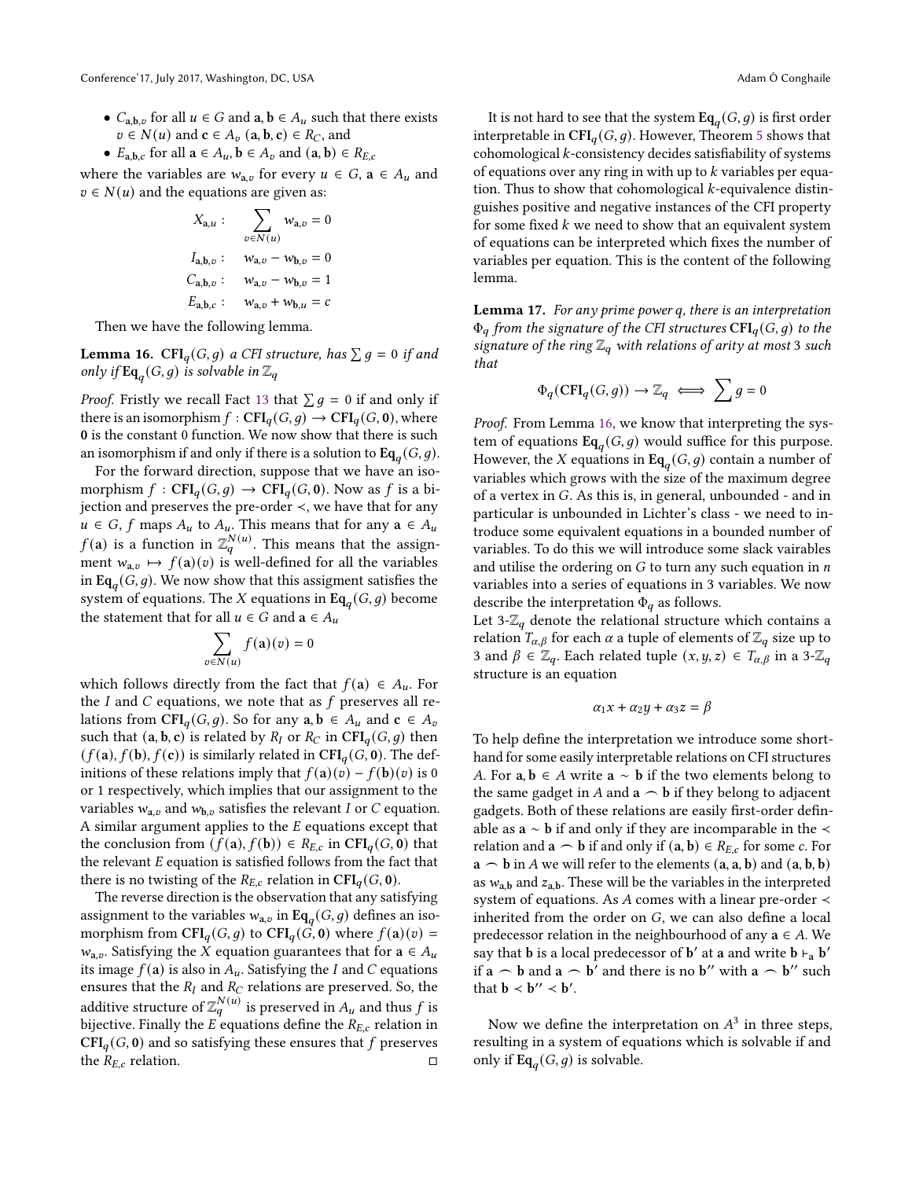- $C_{\mathbf{a},\mathbf{b},v}$ for all $u \in G$ and $\mathbf{a}, \mathbf{b} \in A_u$ such that there exists $v \in N(u)$ and $\mathbf{c} \in A_v$ $(\mathbf{a}, \mathbf{b}, \mathbf{c}) \in R_C$, and
- $E_{\mathbf{a},\mathbf{b},c}$ for all $\mathbf{a} \in A_u$, $\mathbf{b} \in A_v$ and $(\mathbf{a}, \mathbf{b}) \in R_{E,c}$

where the variables are $w_{\mathbf{a},v}$ for every $u \in G$, $\mathbf{a} \in A_u$ and $v \in N(u)$ and the equations are given as:

$$\begin{aligned} X_{\mathbf{a},u} : &\quad \sum_{v \in N(u)} w_{\mathbf{a},v} = 0 \\ I_{\mathbf{a},\mathbf{b},v} : &\quad w_{\mathbf{a},v} - w_{\mathbf{b},v} = 0 \\ C_{\mathbf{a},\mathbf{b},v} : &\quad w_{\mathbf{a},v} - w_{\mathbf{b},v} = 1 \\ E_{\mathbf{a},\mathbf{b},c} : &\quad w_{\mathbf{a},v} + w_{\mathbf{b},u} = c \end{aligned}$$

Then we have the following lemma.

**Lemma 16.** $\mathbf{CFI}_q(G, g)$ *a CFI structure, has* $\sum g = 0$ *if and only if* $\mathbf{Eq}_q(G, g)$ *is solvable in* $\mathbb{Z}_q$

*Proof.* Fristly we recall Fact 13 that $\sum g = 0$ if and only if there is an isomorphism $f : \mathbf{CFI}_q(G, g) \to \mathbf{CFI}_q(G, \mathbf{0})$, where $\mathbf{0}$ is the constant 0 function. We now show that there is such an isomorphism if and only if there is a solution to $\mathbf{Eq}_q(G, g)$.

For the forward direction, suppose that we have an isomorphism $f : \mathbf{CFI}_q(G, g) \to \mathbf{CFI}_q(G, \mathbf{0})$. Now as $f$ is a bijection and preserves the pre-order $\prec$, we have that for any $u \in G$, $f$ maps $A_u$ to $A_u$. This means that for any $\mathbf{a} \in A_u$ $f(\mathbf{a})$ is a function in $\mathbb{Z}_q^{N(u)}$. This means that the assignment $w_{\mathbf{a},v} \mapsto f(\mathbf{a})(v)$ is well-defined for all the variables in $\mathbf{Eq}_q(G, g)$. We now show that this assigment satisfies the system of equations. The $X$ equations in $\mathbf{Eq}_q(G, g)$ become the statement that for all $u \in G$ and $\mathbf{a} \in A_u$

$$\sum_{v \in N(u)} f(\mathbf{a})(v) = 0$$

which follows directly from the fact that $f(\mathbf{a}) \in A_u$. For the $I$ and $C$ equations, we note that as $f$ preserves all relations from $\mathbf{CFI}_q(G, g)$. So for any $\mathbf{a}, \mathbf{b} \in A_u$ and $\mathbf{c} \in A_v$ such that $(\mathbf{a}, \mathbf{b}, \mathbf{c})$ is related by $R_I$ or $R_C$ in $\mathbf{CFI}_q(G, g)$ then $(f(\mathbf{a}), f(\mathbf{b}), f(\mathbf{c}))$ is similarly related in $\mathbf{CFI}_q(G, \mathbf{0})$. The definitions of these relations imply that $f(\mathbf{a})(v) - f(\mathbf{b})(v)$ is 0 or 1 respectively, which implies that our assignment to the variables $w_{\mathbf{a},v}$ and $w_{\mathbf{b},v}$ satisfies the relevant $I$ or $C$ equation. A similar argument applies to the $E$ equations except that the conclusion from $(f(\mathbf{a}), f(\mathbf{b})) \in R_{E,c}$ in $\mathbf{CFI}_q(G, \mathbf{0})$ that the relevant $E$ equation is satisfied follows from the fact that there is no twisting of the $R_{E,c}$ relation in $\mathbf{CFI}_q(G, \mathbf{0})$.

The reverse direction is the observation that any satisfying assignment to the variables $w_{\mathbf{a},v}$ in $\mathbf{Eq}_q(G, g)$ defines an isomorphism from $\mathbf{CFI}_q(G, g)$ to $\mathbf{CFI}_q(G, \mathbf{0})$ where $f(\mathbf{a})(v) = w_{\mathbf{a},v}$. Satisfying the $X$ equation guarantees that for $\mathbf{a} \in A_u$ its image $f(\mathbf{a})$ is also in $A_u$. Satisfying the $I$ and $C$ equations ensures that the $R_I$ and $R_C$ relations are preserved. So, the additive structure of $\mathbb{Z}_q^{N(u)}$ is preserved in $A_u$ and thus $f$ is bijective. Finally the $E$ equations define the $R_{E,c}$ relation in $\mathbf{CFI}_q(G, \mathbf{0})$ and so satisfying these ensures that $f$ preserves the $R_{E,c}$ relation. ◻

It is not hard to see that the system $\mathbf{Eq}_q(G, g)$ is first order interpretable in $\mathbf{CFI}_q(G, g)$. However, Theorem 5 shows that cohomological $k$-consistency decides satisfiability of systems of equations over any ring in with up to $k$ variables per equation. Thus to show that cohomological $k$-equivalence distinguishes positive and negative instances of the CFI property for some fixed $k$ we need to show that an equivalent system of equations can be interpreted which fixes the number of variables per equation. This is the content of the following lemma.

**Lemma 17.** *For any prime power* $q$*, there is an interpretation* $\Phi_q$ *from the signature of the CFI structures* $\mathbf{CFI}_q(G, g)$ *to the signature of the ring* $\mathbb{Z}_q$ *with relations of arity at most* 3 *such that*

$$\Phi_q(\mathbf{CFI}_q(G, g)) \to \mathbb{Z}_q \iff \sum g = 0$$

*Proof.* From Lemma 16, we know that interpreting the system of equations $\mathbf{Eq}_q(G, g)$ would suffice for this purpose. However, the $X$ equations in $\mathbf{Eq}_q(G, g)$ contain a number of variables which grows with the size of the maximum degree of a vertex in $G$. As this is, in general, unbounded - and in particular is unbounded in Lichter's class - we need to introduce some equivalent equations in a bounded number of variables. To do this we will introduce some slack vairables and utilise the ordering on $G$ to turn any such equation in $n$ variables into a series of equations in 3 variables. We now describe the interpretation $\Phi_q$ as follows.

Let 3-$\mathbb{Z}_q$ denote the relational structure which contains a relation $T_{\alpha,\beta}$ for each $\alpha$ a tuple of elements of $\mathbb{Z}_q$ size up to 3 and $\beta \in \mathbb{Z}_q$. Each related tuple $(x, y, z) \in T_{\alpha,\beta}$ in a 3-$\mathbb{Z}_q$ structure is an equation

$$\alpha_1 x + \alpha_2 y + \alpha_3 z = \beta$$

To help define the interpretation we introduce some shorthand for some easily interpretable relations on CFI structures $A$. For $\mathbf{a}, \mathbf{b} \in A$ write $\mathbf{a} \sim \mathbf{b}$ if the two elements belong to the same gadget in $A$ and $\mathbf{a} \frown \mathbf{b}$ if they belong to adjacent gadgets. Both of these relations are easily first-order definable as $\mathbf{a} \sim \mathbf{b}$ if and only if they are incomparable in the $\prec$ relation and $\mathbf{a} \frown \mathbf{b}$ if and only if $(\mathbf{a}, \mathbf{b}) \in R_{E,c}$ for some $c$. For $\mathbf{a} \frown \mathbf{b}$ in $A$ we will refer to the elements $(\mathbf{a}, \mathbf{a}, \mathbf{b})$ and $(\mathbf{a}, \mathbf{b}, \mathbf{b})$ as $w_{\mathbf{a},\mathbf{b}}$ and $z_{\mathbf{a},\mathbf{b}}$. These will be the variables in the interpreted system of equations. As $A$ comes with a linear pre-order $\prec$ inherited from the order on $G$, we can also define a local predecessor relation in the neighbourhood of any $\mathbf{a} \in A$. We say that $\mathbf{b}$ is a local predecessor of $\mathbf{b}'$ at $\mathbf{a}$ and write $\mathbf{b} \vdash_{\mathbf{a}} \mathbf{b}'$ if $\mathbf{a} \frown \mathbf{b}$ and $\mathbf{a} \frown \mathbf{b}'$ and there is no $\mathbf{b}''$ with $\mathbf{a} \frown \mathbf{b}''$ such that $\mathbf{b} \prec \mathbf{b}'' \prec \mathbf{b}'$.

Now we define the interpretation on $A^3$ in three steps, resulting in a system of equations which is solvable if and only if $\mathbf{Eq}_q(G, g)$ is solvable.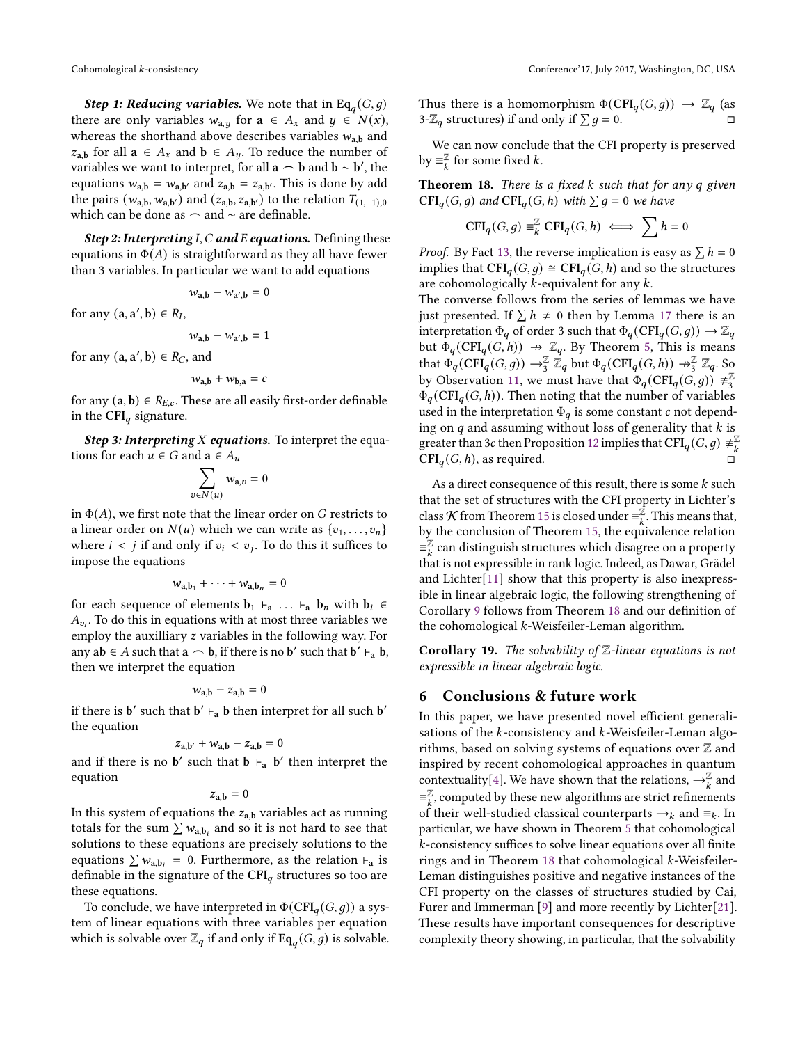***Step 1: Reducing variables.*** We note that in $\mathbf{Eq}_q(G, g)$ there are only variables $w_{\mathbf{a},y}$ for $\mathbf{a} \in A_x$ and $y \in N(x)$, whereas the shorthand above describes variables $w_{\mathbf{a},\mathbf{b}}$ and $z_{\mathbf{a},\mathbf{b}}$ for all $\mathbf{a} \in A_x$ and $\mathbf{b} \in A_y$. To reduce the number of variables we want to interpret, for all $\mathbf{a} \frown \mathbf{b}$ and $\mathbf{b} \sim \mathbf{b}'$, the equations $w_{\mathbf{a},\mathbf{b}} = w_{\mathbf{a},\mathbf{b}'}$ and $z_{\mathbf{a},\mathbf{b}} = z_{\mathbf{a},\mathbf{b}'}$. This is done by add the pairs $(w_{\mathbf{a},\mathbf{b}}, w_{\mathbf{a},\mathbf{b}'})$ and $(z_{\mathbf{a},\mathbf{b}}, z_{\mathbf{a},\mathbf{b}'})$ to the relation $T_{(1,-1),0}$ which can be done as $\frown$ and $\sim$ are definable.

***Step 2: Interpreting $I, C$ and $E$ equations.*** Defining these equations in $\Phi(A)$ is straightforward as they all have fewer than 3 variables. In particular we want to add equations

$$w_{\mathbf{a},\mathbf{b}} - w_{\mathbf{a}',\mathbf{b}} = 0$$

for any $(\mathbf{a}, \mathbf{a}', \mathbf{b}) \in R_I$,

$$w_{\mathbf{a},\mathbf{b}} - w_{\mathbf{a}',\mathbf{b}} = 1$$

for any $(\mathbf{a}, \mathbf{a}', \mathbf{b}) \in R_C$, and

$$w_{\mathbf{a},\mathbf{b}} + w_{\mathbf{b},\mathbf{a}} = c$$

for any $(\mathbf{a}, \mathbf{b}) \in R_{E,c}$. These are all easily first-order definable in the $\mathbf{CFI}_q$ signature.

***Step 3: Interpreting $X$ equations.*** To interpret the equations for each $u \in G$ and $\mathbf{a} \in A_u$

$$\sum_{v \in N(u)} w_{\mathbf{a},v} = 0$$

in $\Phi(A)$, we first note that the linear order on $G$ restricts to a linear order on $N(u)$ which we can write as $\{v_1, \ldots, v_n\}$ where $i < j$ if and only if $v_i < v_j$. To do this it suffices to impose the equations

$$w_{\mathbf{a},\mathbf{b}_1} + \cdots + w_{\mathbf{a},\mathbf{b}_n} = 0$$

for each sequence of elements $\mathbf{b}_1 \vdash_{\mathbf{a}} \ldots \vdash_{\mathbf{a}} \mathbf{b}_n$ with $\mathbf{b}_i \in A_{v_i}$. To do this in equations with at most three variables we employ the auxilliary $z$ variables in the following way. For any $\mathbf{ab} \in A$ such that $\mathbf{a} \frown \mathbf{b}$, if there is no $\mathbf{b}'$ such that $\mathbf{b}' \vdash_{\mathbf{a}} \mathbf{b}$, then we interpret the equation

$$w_{\mathbf{a},\mathbf{b}} - z_{\mathbf{a},\mathbf{b}} = 0$$

if there is $\mathbf{b}'$ such that $\mathbf{b}' \vdash_{\mathbf{a}} \mathbf{b}$ then interpret for all such $\mathbf{b}'$ the equation

$$z_{\mathbf{a},\mathbf{b}'} + w_{\mathbf{a},\mathbf{b}} - z_{\mathbf{a},\mathbf{b}} = 0$$

and if there is no $\mathbf{b}'$ such that $\mathbf{b} \vdash_{\mathbf{a}} \mathbf{b}'$ then interpret the equation

$$z_{\mathbf{a},\mathbf{b}} = 0$$

In this system of equations the $z_{\mathbf{a},\mathbf{b}}$ variables act as running totals for the sum $\sum w_{\mathbf{a},\mathbf{b}_i}$ and so it is not hard to see that solutions to these equations are precisely solutions to the equations $\sum w_{\mathbf{a},\mathbf{b}_i} = 0$. Furthermore, as the relation $\vdash_{\mathbf{a}}$ is definable in the signature of the $\mathbf{CFI}_q$ structures so too are these equations.

To conclude, we have interpreted in $\Phi(\mathbf{CFI}_q(G, g))$ a system of linear equations with three variables per equation which is solvable over $\mathbb{Z}_q$ if and only if $\mathbf{Eq}_q(G, g)$ is solvable. Thus there is a homomorphism $\Phi(\mathbf{CFI}_q(G, g)) \to \mathbb{Z}_q$ (as 3-$\mathbb{Z}_q$ structures) if and only if $\sum g = 0$. $\square$

We can now conclude that the CFI property is preserved by $\equiv^{\mathbb{Z}}_k$ for some fixed $k$.

**Theorem 18.** *There is a fixed $k$ such that for any $q$ given $\mathbf{CFI}_q(G, g)$ and $\mathbf{CFI}_q(G, h)$ with $\sum g = 0$ we have*

$$\mathbf{CFI}_q(G, g) \equiv^{\mathbb{Z}}_k \mathbf{CFI}_q(G, h) \iff \sum h = 0$$

*Proof.* By Fact 13, the reverse implication is easy as $\sum h = 0$ implies that $\mathbf{CFI}_q(G, g) \cong \mathbf{CFI}_q(G, h)$ and so the structures are cohomologically $k$-equivalent for any $k$.
The converse follows from the series of lemmas we have just presented. If $\sum h \neq 0$ then by Lemma 17 there is an interpretation $\Phi_q$ of order 3 such that $\Phi_q(\mathbf{CFI}_q(G, g)) \to \mathbb{Z}_q$ but $\Phi_q(\mathbf{CFI}_q(G, h)) \nrightarrow \mathbb{Z}_q$. By Theorem 5, This is means that $\Phi_q(\mathbf{CFI}_q(G, g)) \to^{\mathbb{Z}}_3 \mathbb{Z}_q$ but $\Phi_q(\mathbf{CFI}_q(G, h)) \nrightarrow^{\mathbb{Z}}_3 \mathbb{Z}_q$. So by Observation 11, we must have that $\Phi_q(\mathbf{CFI}_q(G, g)) \not\equiv^{\mathbb{Z}}_3 \Phi_q(\mathbf{CFI}_q(G, h))$. Then noting that the number of variables used in the interpretation $\Phi_q$ is some constant $c$ not depending on $q$ and assuming without loss of generality that $k$ is greater than $3c$ then Proposition 12 implies that $\mathbf{CFI}_q(G, g) \not\equiv^{\mathbb{Z}}_k \mathbf{CFI}_q(G, h)$, as required. $\square$

As a direct consequence of this result, there is some $k$ such that the set of structures with the CFI property in Lichter's class $\mathcal{K}$ from Theorem 15 is closed under $\equiv^{\mathbb{Z}}_k$. This means that, by the conclusion of Theorem 15, the equivalence relation $\equiv^{\mathbb{Z}}_k$ can distinguish structures which disagree on a property that is not expressible in rank logic. Indeed, as Dawar, Grädel and Lichter[11] show that this property is also inexpressible in linear algebraic logic, the following strengthening of Corollary 9 follows from Theorem 18 and our definition of the cohomological $k$-Weisfeiler-Leman algorithm.

**Corollary 19.** *The solvability of $\mathbb{Z}$-linear equations is not expressible in linear algebraic logic.*

## 6 Conclusions & future work

In this paper, we have presented novel efficient generalisations of the $k$-consistency and $k$-Weisfeiler-Leman algorithms, based on solving systems of equations over $\mathbb{Z}$ and inspired by recent cohomological approaches in quantum contextuality[4]. We have shown that the relations, $\to^{\mathbb{Z}}_k$ and $\equiv^{\mathbb{Z}}_k$, computed by these new algorithms are strict refinements of their well-studied classical counterparts $\to_k$ and $\equiv_k$. In particular, we have shown in Theorem 5 that cohomological $k$-consistency suffices to solve linear equations over all finite rings and in Theorem 18 that cohomological $k$-Weisfeiler-Leman distinguishes positive and negative instances of the CFI property on the classes of structures studied by Cai, Furer and Immerman [9] and more recently by Lichter[21]. These results have important consequences for descriptive complexity theory showing, in particular, that the solvability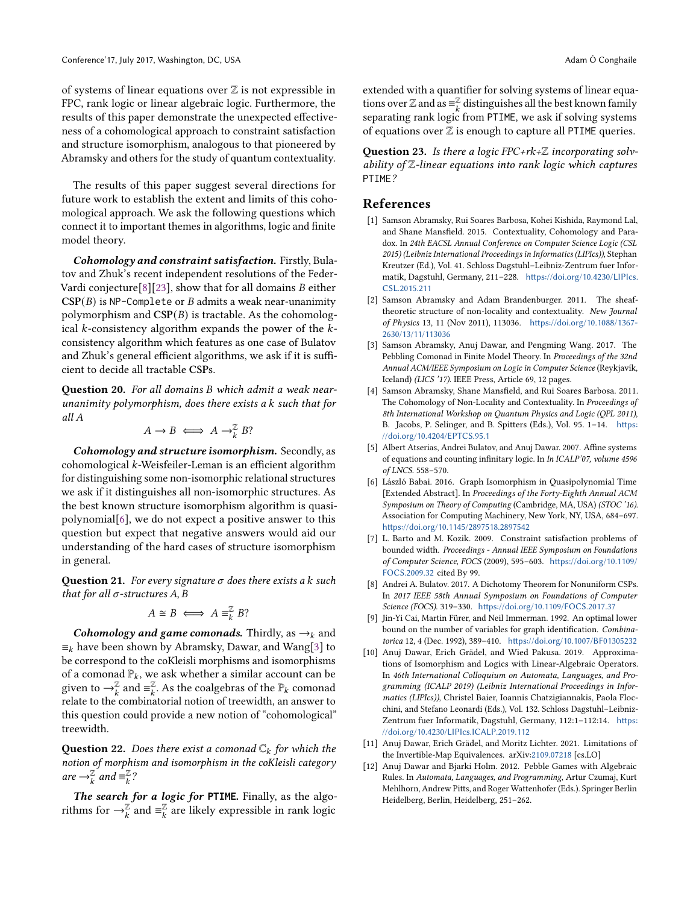of systems of linear equations over $\mathbb{Z}$ is not expressible in FPC, rank logic or linear algebraic logic. Furthermore, the results of this paper demonstrate the unexpected effectiveness of a cohomological approach to constraint satisfaction and structure isomorphism, analogous to that pioneered by Abramsky and others for the study of quantum contextuality.

The results of this paper suggest several directions for future work to establish the extent and limits of this cohomological approach. We ask the following questions which connect it to important themes in algorithms, logic and finite model theory.

***Cohomology and constraint satisfaction.*** Firstly, Bulatov and Zhuk's recent independent resolutions of the Feder-Vardi conjecture[8][23], show that for all domains $B$ either $\mathbf{CSP}(B)$ is NP-Complete or $B$ admits a weak near-unanimity polymorphism and $\mathbf{CSP}(B)$ is tractable. As the cohomological $k$-consistency algorithm expands the power of the $k$-consistency algorithm which features as one case of Bulatov and Zhuk's general efficient algorithms, we ask if it is sufficient to decide all tractable **CSP**s.

**Question 20.** *For all domains $B$ which admit a weak near-unanimity polymorphism, does there exists a $k$ such that for all $A$*

$$A \to B \iff A \to_k^{\mathbb{Z}} B?$$

***Cohomology and structure isomorphism.*** Secondly, as cohomological $k$-Weisfeiler-Leman is an efficient algorithm for distinguishing some non-isomorphic relational structures we ask if it distinguishes all non-isomorphic structures. As the best known structure isomorphism algorithm is quasi-polynomial[6], we do not expect a positive answer to this question but expect that negative answers would aid our understanding of the hard cases of structure isomorphism in general.

**Question 21.** *For every signature $\sigma$ does there exists a $k$ such that for all $\sigma$-structures $A, B$*

$$A \cong B \iff A \equiv_k^{\mathbb{Z}} B?$$

***Cohomology and game comonads.*** Thirdly, as $\to_k$ and $\equiv_k$ have been shown by Abramsky, Dawar, and Wang[3] to be correspond to the coKleisli morphisms and isomorphisms of a comonad $\mathbb{P}_k$, we ask whether a similar account can be given to $\to_k^{\mathbb{Z}}$ and $\equiv_k^{\mathbb{Z}}$. As the coalgebras of the $\mathbb{P}_k$ comonad relate to the combinatorial notion of treewidth, an answer to this question could provide a new notion of "cohomological" treewidth.

**Question 22.** *Does there exist a comonad $\mathbb{C}_k$ for which the notion of morphism and isomorphism in the coKleisli category are $\to_k^{\mathbb{Z}}$ and $\equiv_k^{\mathbb{Z}}$?*

***The search for a logic for* PTIME.** Finally, as the algorithms for $\to_k^{\mathbb{Z}}$ and $\equiv_k^{\mathbb{Z}}$ are likely expressible in rank logic extended with a quantifier for solving systems of linear equations over $\mathbb{Z}$ and as $\equiv_k^{\mathbb{Z}}$ distinguishes all the best known family separating rank logic from PTIME, we ask if solving systems of equations over $\mathbb{Z}$ is enough to capture all PTIME queries.

**Question 23.** *Is there a logic FPC+rk+$\mathbb{Z}$ incorporating solvability of $\mathbb{Z}$-linear equations into rank logic which captures* PTIME*?*

## References

[1] Samson Abramsky, Rui Soares Barbosa, Kohei Kishida, Raymond Lal, and Shane Mansfield. 2015. Contextuality, Cohomology and Paradox. In *24th EACSL Annual Conference on Computer Science Logic (CSL 2015) (Leibniz International Proceedings in Informatics (LIPIcs))*, Stephan Kreutzer (Ed.), Vol. 41. Schloss Dagstuhl–Leibniz-Zentrum fuer Informatik, Dagstuhl, Germany, 211–228. https://doi.org/10.4230/LIPIcs.CSL.2015.211

[2] Samson Abramsky and Adam Brandenburger. 2011. The sheaf-theoretic structure of non-locality and contextuality. *New Journal of Physics* 13, 11 (Nov 2011), 113036. https://doi.org/10.1088/1367-2630/13/11/113036

[3] Samson Abramsky, Anuj Dawar, and Pengming Wang. 2017. The Pebbling Comonad in Finite Model Theory. In *Proceedings of the 32nd Annual ACM/IEEE Symposium on Logic in Computer Science* (Reykjavík, Iceland) *(LICS '17)*. IEEE Press, Article 69, 12 pages.

[4] Samson Abramsky, Shane Mansfield, and Rui Soares Barbosa. 2011. The Cohomology of Non-Locality and Contextuality. In *Proceedings of 8th International Workshop on Quantum Physics and Logic (QPL 2011)*, B. Jacobs, P. Selinger, and B. Spitters (Eds.), Vol. 95. 1–14. https://doi.org/10.4204/EPTCS.95.1

[5] Albert Atserias, Andrei Bulatov, and Anuj Dawar. 2007. Affine systems of equations and counting infinitary logic. In *In ICALP'07, volume 4596 of LNCS*. 558–570.

[6] László Babai. 2016. Graph Isomorphism in Quasipolynomial Time [Extended Abstract]. In *Proceedings of the Forty-Eighth Annual ACM Symposium on Theory of Computing* (Cambridge, MA, USA) *(STOC '16)*. Association for Computing Machinery, New York, NY, USA, 684–697. https://doi.org/10.1145/2897518.2897542

[7] L. Barto and M. Kozik. 2009. Constraint satisfaction problems of bounded width. *Proceedings - Annual IEEE Symposium on Foundations of Computer Science, FOCS* (2009), 595–603. https://doi.org/10.1109/FOCS.2009.32 cited By 99.

[8] Andrei A. Bulatov. 2017. A Dichotomy Theorem for Nonuniform CSPs. In *2017 IEEE 58th Annual Symposium on Foundations of Computer Science (FOCS)*. 319–330. https://doi.org/10.1109/FOCS.2017.37

[9] Jin-Yi Cai, Martin Fürer, and Neil Immerman. 1992. An optimal lower bound on the number of variables for graph identification. *Combinatorica* 12, 4 (Dec. 1992), 389–410. https://doi.org/10.1007/BF01305232

[10] Anuj Dawar, Erich Grädel, and Wied Pakusa. 2019. Approximations of Isomorphism and Logics with Linear-Algebraic Operators. In *46th International Colloquium on Automata, Languages, and Programming (ICALP 2019) (Leibniz International Proceedings in Informatics (LIPIcs))*, Christel Baier, Ioannis Chatzigiannakis, Paola Flocchini, and Stefano Leonardi (Eds.), Vol. 132. Schloss Dagstuhl–Leibniz-Zentrum fuer Informatik, Dagstuhl, Germany, 112:1–112:14. https://doi.org/10.4230/LIPIcs.ICALP.2019.112

[11] Anuj Dawar, Erich Grädel, and Moritz Lichter. 2021. Limitations of the Invertible-Map Equivalences. arXiv:2109.07218 [cs.LO]

[12] Anuj Dawar and Bjarki Holm. 2012. Pebble Games with Algebraic Rules. In *Automata, Languages, and Programming*, Artur Czumaj, Kurt Mehlhorn, Andrew Pitts, and Roger Wattenhofer (Eds.). Springer Berlin Heidelberg, Berlin, Heidelberg, 251–262.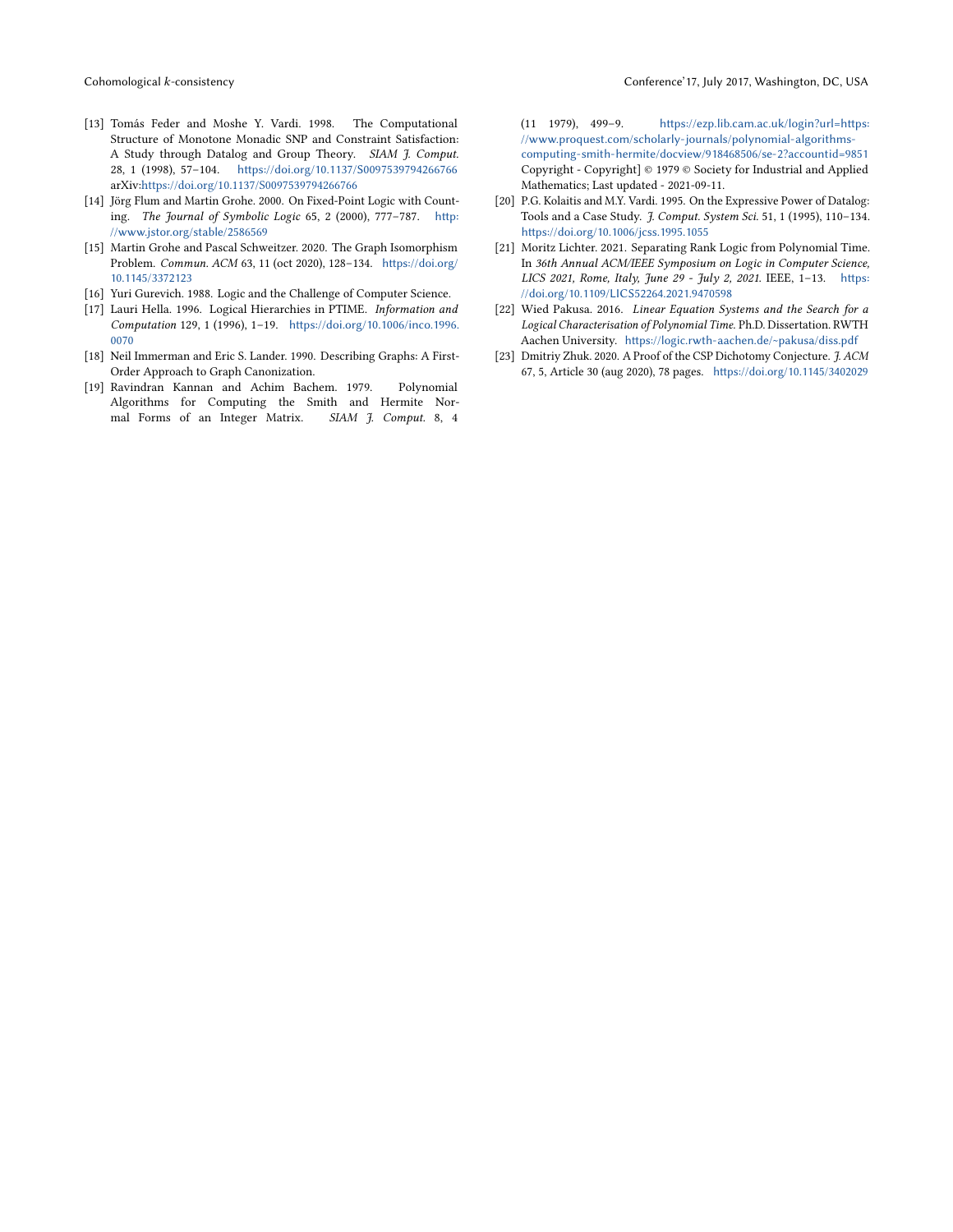- [13] Tomás Feder and Moshe Y. Vardi. 1998. The Computational Structure of Monotone Monadic SNP and Constraint Satisfaction: A Study through Datalog and Group Theory. *SIAM J. Comput.* 28, 1 (1998), 57–104. https://doi.org/10.1137/S0097539794266766 arXiv:https://doi.org/10.1137/S0097539794266766
- [14] Jörg Flum and Martin Grohe. 2000. On Fixed-Point Logic with Counting. *The Journal of Symbolic Logic* 65, 2 (2000), 777–787. http://www.jstor.org/stable/2586569
- [15] Martin Grohe and Pascal Schweitzer. 2020. The Graph Isomorphism Problem. *Commun. ACM* 63, 11 (oct 2020), 128–134. https://doi.org/10.1145/3372123
- [16] Yuri Gurevich. 1988. Logic and the Challenge of Computer Science.
- [17] Lauri Hella. 1996. Logical Hierarchies in PTIME. *Information and Computation* 129, 1 (1996), 1–19. https://doi.org/10.1006/inco.1996.0070
- [18] Neil Immerman and Eric S. Lander. 1990. Describing Graphs: A First-Order Approach to Graph Canonization.
- [19] Ravindran Kannan and Achim Bachem. 1979. Polynomial Algorithms for Computing the Smith and Hermite Normal Forms of an Integer Matrix. *SIAM J. Comput.* 8, 4 (11 1979), 499–9. https://ezp.lib.cam.ac.uk/login?url=https://www.proquest.com/scholarly-journals/polynomial-algorithms-computing-smith-hermite/docview/918468506/se-2?accountid=9851 Copyright - Copyright] © 1979 © Society for Industrial and Applied Mathematics; Last updated - 2021-09-11.
- [20] P.G. Kolaitis and M.Y. Vardi. 1995. On the Expressive Power of Datalog: Tools and a Case Study. *J. Comput. System Sci.* 51, 1 (1995), 110–134. https://doi.org/10.1006/jcss.1995.1055
- [21] Moritz Lichter. 2021. Separating Rank Logic from Polynomial Time. In *36th Annual ACM/IEEE Symposium on Logic in Computer Science, LICS 2021, Rome, Italy, June 29 - July 2, 2021*. IEEE, 1–13. https://doi.org/10.1109/LICS52264.2021.9470598
- [22] Wied Pakusa. 2016. *Linear Equation Systems and the Search for a Logical Characterisation of Polynomial Time.* Ph.D. Dissertation. RWTH Aachen University. https://logic.rwth-aachen.de/~pakusa/diss.pdf
- [23] Dmitriy Zhuk. 2020. A Proof of the CSP Dichotomy Conjecture. *J. ACM* 67, 5, Article 30 (aug 2020), 78 pages. https://doi.org/10.1145/3402029